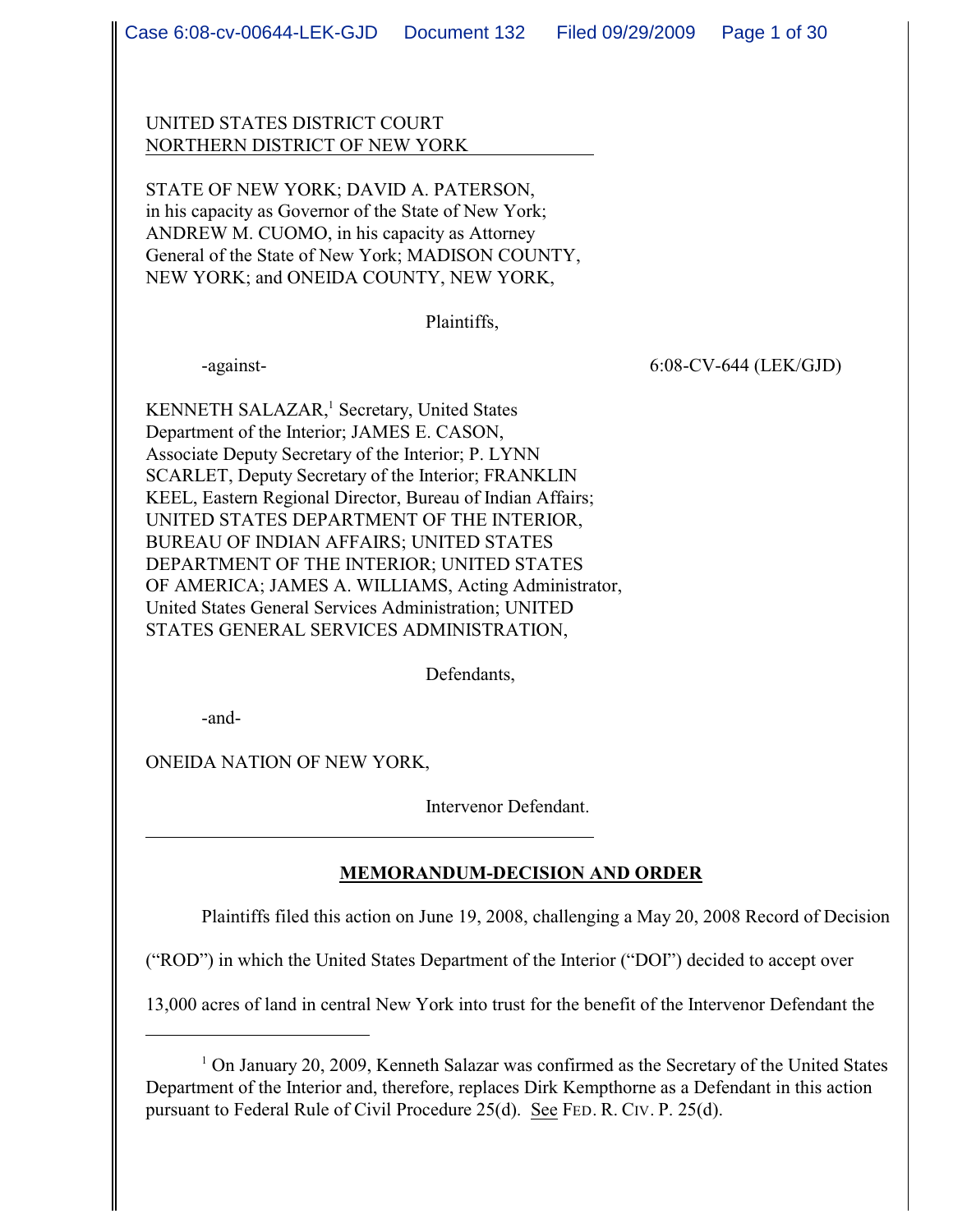UNITED STATES DISTRICT COURT
NORTHERN DISTRICT OF NEW YORK

STATE OF NEW YORK; DAVID A. PATERSON, in his capacity as Governor of the State of New York; ANDREW M. CUOMO, in his capacity as Attorney General of the State of New York; MADISON COUNTY, NEW YORK; and ONEIDA COUNTY, NEW YORK,

Plaintiffs,

-against-

6:08-CV-644 (LEK/GJD)

KENNETH SALAZAR,[1] Secretary, United States Department of the Interior; JAMES E. CASON, Associate Deputy Secretary of the Interior; P. LYNN SCARLET, Deputy Secretary of the Interior; FRANKLIN KEEL, Eastern Regional Director, Bureau of Indian Affairs; UNITED STATES DEPARTMENT OF THE INTERIOR, BUREAU OF INDIAN AFFAIRS; UNITED STATES DEPARTMENT OF THE INTERIOR; UNITED STATES OF AMERICA; JAMES A. WILLIAMS, Acting Administrator, United States General Services Administration; UNITED STATES GENERAL SERVICES ADMINISTRATION,

Defendants,

-and-

ONEIDA NATION OF NEW YORK,

Intervenor Defendant.

## MEMORANDUM-DECISION AND ORDER

Plaintiffs filed this action on June 19, 2008, challenging a May 20, 2008 Record of Decision ("ROD") in which the United States Department of the Interior ("DOI") decided to accept over 13,000 acres of land in central New York into trust for the benefit of the Intervenor Defendant the

---

[1] On January 20, 2009, Kenneth Salazar was confirmed as the Secretary of the United States Department of the Interior and, therefore, replaces Dirk Kempthorne as a Defendant in this action pursuant to Federal Rule of Civil Procedure 25(d). See FED. R. CIV. P. 25(d).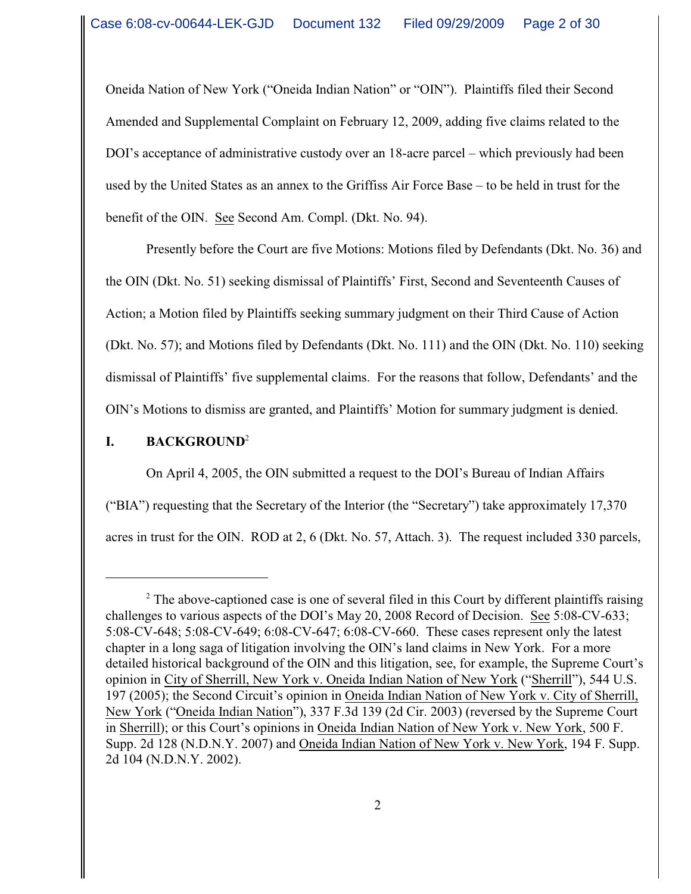Oneida Nation of New York ("Oneida Indian Nation" or "OIN"). Plaintiffs filed their Second Amended and Supplemental Complaint on February 12, 2009, adding five claims related to the DOI's acceptance of administrative custody over an 18-acre parcel – which previously had been used by the United States as an annex to the Griffiss Air Force Base – to be held in trust for the benefit of the OIN. See Second Am. Compl. (Dkt. No. 94).

Presently before the Court are five Motions: Motions filed by Defendants (Dkt. No. 36) and the OIN (Dkt. No. 51) seeking dismissal of Plaintiffs' First, Second and Seventeenth Causes of Action; a Motion filed by Plaintiffs seeking summary judgment on their Third Cause of Action (Dkt. No. 57); and Motions filed by Defendants (Dkt. No. 111) and the OIN (Dkt. No. 110) seeking dismissal of Plaintiffs' five supplemental claims. For the reasons that follow, Defendants' and the OIN's Motions to dismiss are granted, and Plaintiffs' Motion for summary judgment is denied.

## I. BACKGROUND[2]

On April 4, 2005, the OIN submitted a request to the DOI's Bureau of Indian Affairs ("BIA") requesting that the Secretary of the Interior (the "Secretary") take approximately 17,370 acres in trust for the OIN. ROD at 2, 6 (Dkt. No. 57, Attach. 3). The request included 330 parcels,

---

[2] The above-captioned case is one of several filed in this Court by different plaintiffs raising challenges to various aspects of the DOI's May 20, 2008 Record of Decision. See 5:08-CV-633; 5:08-CV-648; 5:08-CV-649; 6:08-CV-647; 6:08-CV-660. These cases represent only the latest chapter in a long saga of litigation involving the OIN's land claims in New York. For a more detailed historical background of the OIN and this litigation, see, for example, the Supreme Court's opinion in City of Sherrill, New York v. Oneida Indian Nation of New York ("Sherrill"), 544 U.S. 197 (2005); the Second Circuit's opinion in Oneida Indian Nation of New York v. City of Sherrill, New York ("Oneida Indian Nation"), 337 F.3d 139 (2d Cir. 2003) (reversed by the Supreme Court in Sherrill); or this Court's opinions in Oneida Indian Nation of New York v. New York, 500 F. Supp. 2d 128 (N.D.N.Y. 2007) and Oneida Indian Nation of New York v. New York, 194 F. Supp. 2d 104 (N.D.N.Y. 2002).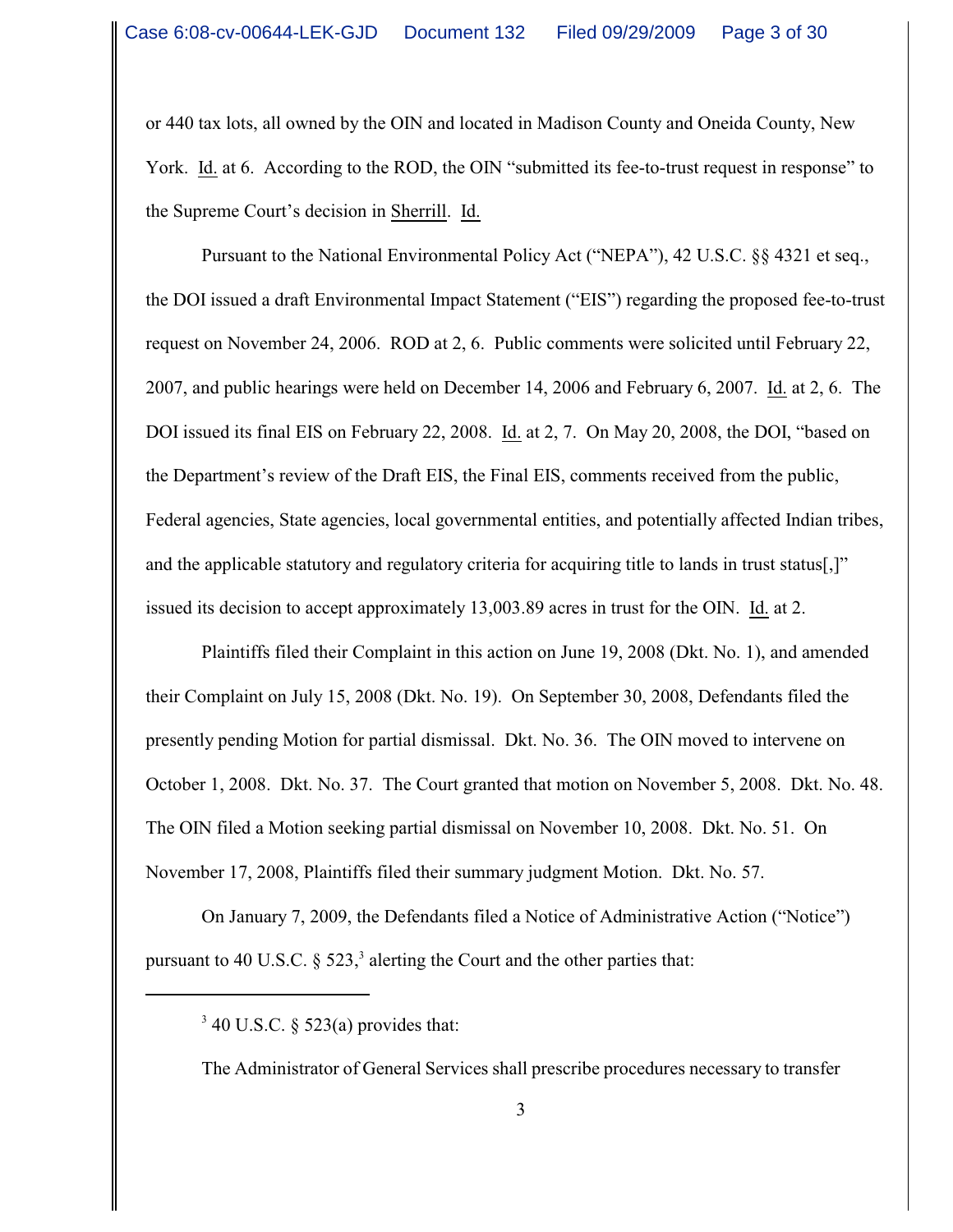or 440 tax lots, all owned by the OIN and located in Madison County and Oneida County, New York. Id. at 6. According to the ROD, the OIN "submitted its fee-to-trust request in response" to the Supreme Court's decision in Sherrill. Id.

Pursuant to the National Environmental Policy Act ("NEPA"), 42 U.S.C. §§ 4321 et seq., the DOI issued a draft Environmental Impact Statement ("EIS") regarding the proposed fee-to-trust request on November 24, 2006. ROD at 2, 6. Public comments were solicited until February 22, 2007, and public hearings were held on December 14, 2006 and February 6, 2007. Id. at 2, 6. The DOI issued its final EIS on February 22, 2008. Id. at 2, 7. On May 20, 2008, the DOI, "based on the Department's review of the Draft EIS, the Final EIS, comments received from the public, Federal agencies, State agencies, local governmental entities, and potentially affected Indian tribes, and the applicable statutory and regulatory criteria for acquiring title to lands in trust status[,]" issued its decision to accept approximately 13,003.89 acres in trust for the OIN. Id. at 2.

Plaintiffs filed their Complaint in this action on June 19, 2008 (Dkt. No. 1), and amended their Complaint on July 15, 2008 (Dkt. No. 19). On September 30, 2008, Defendants filed the presently pending Motion for partial dismissal. Dkt. No. 36. The OIN moved to intervene on October 1, 2008. Dkt. No. 37. The Court granted that motion on November 5, 2008. Dkt. No. 48. The OIN filed a Motion seeking partial dismissal on November 10, 2008. Dkt. No. 51. On November 17, 2008, Plaintiffs filed their summary judgment Motion. Dkt. No. 57.

On January 7, 2009, the Defendants filed a Notice of Administrative Action ("Notice") pursuant to 40 U.S.C. § 523,[3] alerting the Court and the other parties that:

---

[3] 40 U.S.C. § 523(a) provides that:

The Administrator of General Services shall prescribe procedures necessary to transfer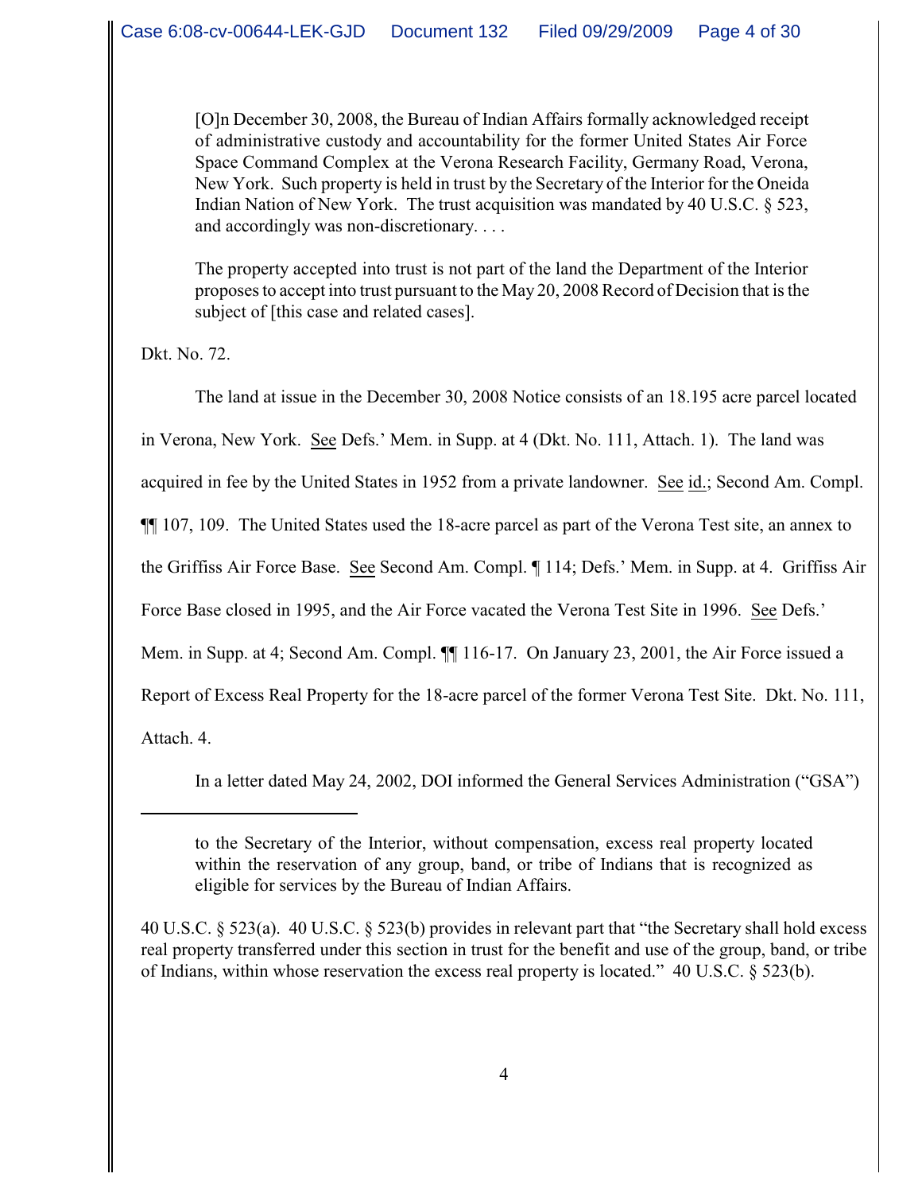> [O]n December 30, 2008, the Bureau of Indian Affairs formally acknowledged receipt of administrative custody and accountability for the former United States Air Force Space Command Complex at the Verona Research Facility, Germany Road, Verona, New York. Such property is held in trust by the Secretary of the Interior for the Oneida Indian Nation of New York. The trust acquisition was mandated by 40 U.S.C. § 523, and accordingly was non-discretionary. . . .
>
> The property accepted into trust is not part of the land the Department of the Interior proposes to accept into trust pursuant to the May 20, 2008 Record of Decision that is the subject of [this case and related cases].

Dkt. No. 72.

The land at issue in the December 30, 2008 Notice consists of an 18.195 acre parcel located in Verona, New York. See Defs.' Mem. in Supp. at 4 (Dkt. No. 111, Attach. 1). The land was acquired in fee by the United States in 1952 from a private landowner. See id.; Second Am. Compl. ¶¶ 107, 109. The United States used the 18-acre parcel as part of the Verona Test site, an annex to the Griffiss Air Force Base. See Second Am. Compl. ¶ 114; Defs.' Mem. in Supp. at 4. Griffiss Air Force Base closed in 1995, and the Air Force vacated the Verona Test Site in 1996. See Defs.' Mem. in Supp. at 4; Second Am. Compl. ¶¶ 116-17. On January 23, 2001, the Air Force issued a Report of Excess Real Property for the 18-acre parcel of the former Verona Test Site. Dkt. No. 111, Attach. 4.

In a letter dated May 24, 2002, DOI informed the General Services Administration ("GSA")

---

> to the Secretary of the Interior, without compensation, excess real property located within the reservation of any group, band, or tribe of Indians that is recognized as eligible for services by the Bureau of Indian Affairs.

40 U.S.C. § 523(a). 40 U.S.C. § 523(b) provides in relevant part that "the Secretary shall hold excess real property transferred under this section in trust for the benefit and use of the group, band, or tribe of Indians, within whose reservation the excess real property is located." 40 U.S.C. § 523(b).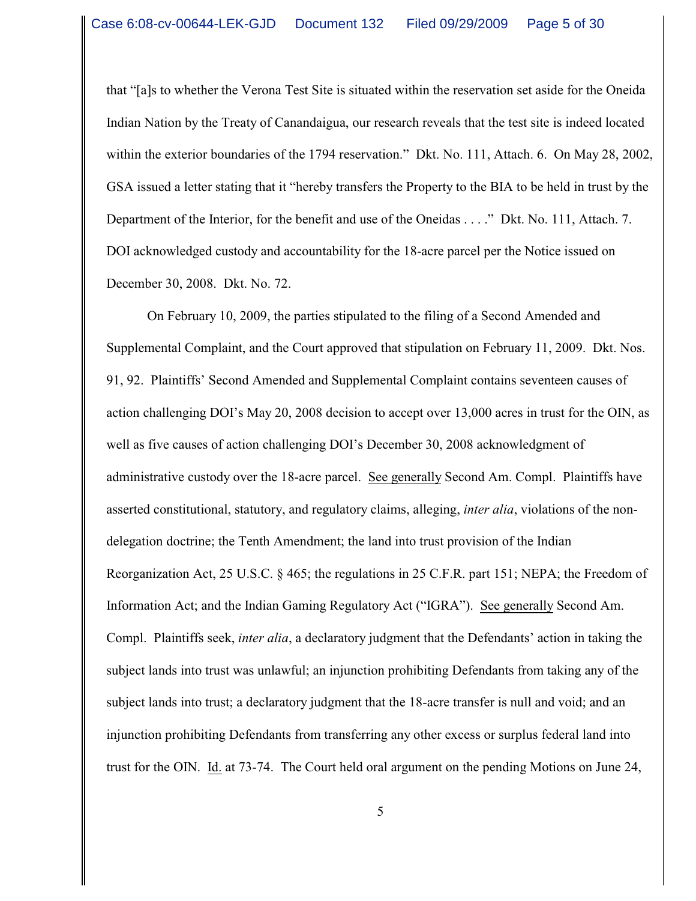that "[a]s to whether the Verona Test Site is situated within the reservation set aside for the Oneida Indian Nation by the Treaty of Canandaigua, our research reveals that the test site is indeed located within the exterior boundaries of the 1794 reservation." Dkt. No. 111, Attach. 6. On May 28, 2002, GSA issued a letter stating that it "hereby transfers the Property to the BIA to be held in trust by the Department of the Interior, for the benefit and use of the Oneidas . . . ." Dkt. No. 111, Attach. 7. DOI acknowledged custody and accountability for the 18-acre parcel per the Notice issued on December 30, 2008. Dkt. No. 72.

On February 10, 2009, the parties stipulated to the filing of a Second Amended and Supplemental Complaint, and the Court approved that stipulation on February 11, 2009. Dkt. Nos. 91, 92. Plaintiffs' Second Amended and Supplemental Complaint contains seventeen causes of action challenging DOI's May 20, 2008 decision to accept over 13,000 acres in trust for the OIN, as well as five causes of action challenging DOI's December 30, 2008 acknowledgment of administrative custody over the 18-acre parcel. <u>See generally</u> Second Am. Compl. Plaintiffs have asserted constitutional, statutory, and regulatory claims, alleging, *inter alia*, violations of the non-delegation doctrine; the Tenth Amendment; the land into trust provision of the Indian Reorganization Act, 25 U.S.C. § 465; the regulations in 25 C.F.R. part 151; NEPA; the Freedom of Information Act; and the Indian Gaming Regulatory Act ("IGRA"). <u>See generally</u> Second Am. Compl. Plaintiffs seek, *inter alia*, a declaratory judgment that the Defendants' action in taking the subject lands into trust was unlawful; an injunction prohibiting Defendants from taking any of the subject lands into trust; a declaratory judgment that the 18-acre transfer is null and void; and an injunction prohibiting Defendants from transferring any other excess or surplus federal land into trust for the OIN. <u>Id.</u> at 73-74. The Court held oral argument on the pending Motions on June 24,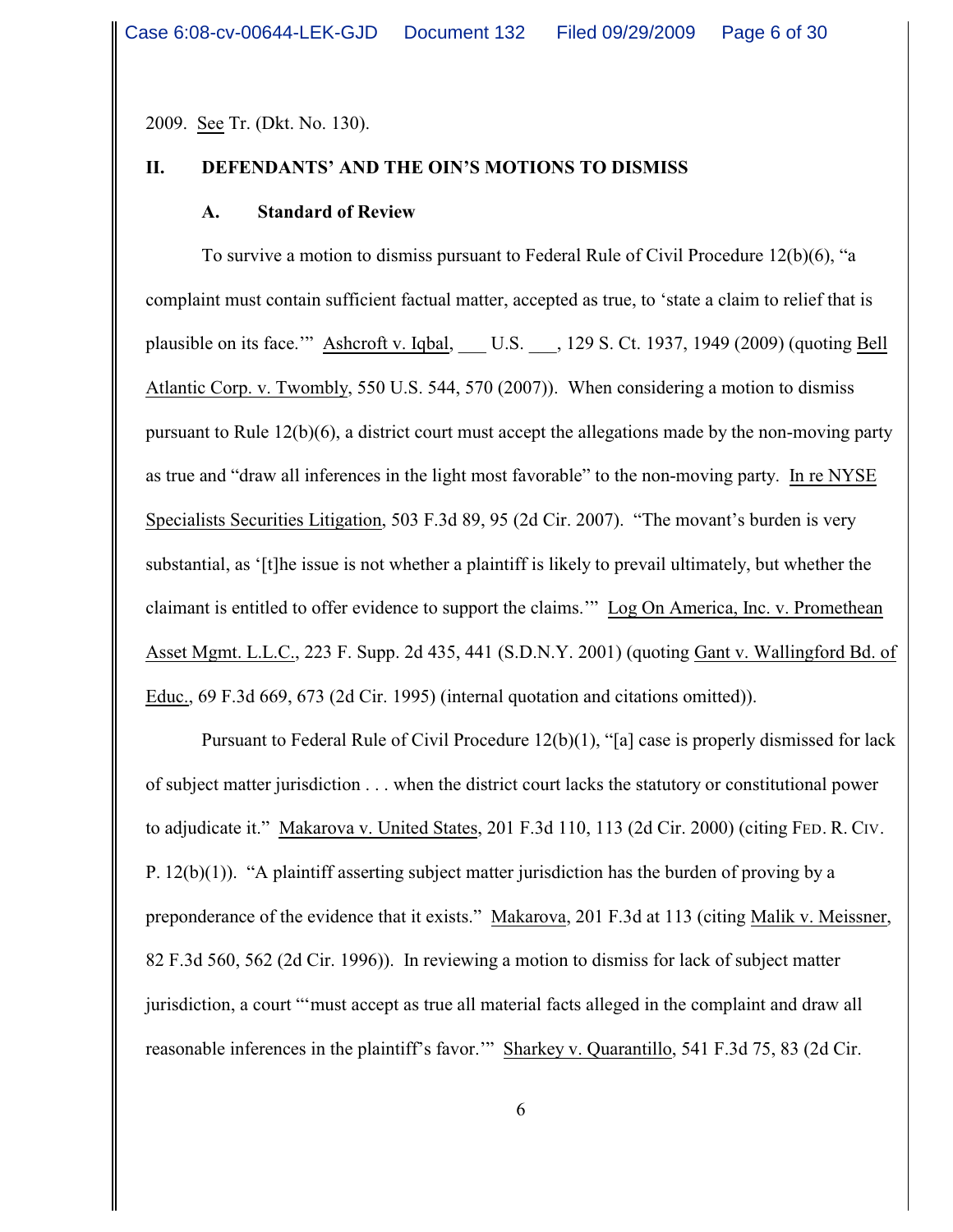2009. See Tr. (Dkt. No. 130).

## II. DEFENDANTS' AND THE OIN'S MOTIONS TO DISMISS

### A. Standard of Review

To survive a motion to dismiss pursuant to Federal Rule of Civil Procedure 12(b)(6), "a complaint must contain sufficient factual matter, accepted as true, to 'state a claim to relief that is plausible on its face.'" Ashcroft v. Iqbal, ___ U.S. ___, 129 S. Ct. 1937, 1949 (2009) (quoting Bell Atlantic Corp. v. Twombly, 550 U.S. 544, 570 (2007)). When considering a motion to dismiss pursuant to Rule 12(b)(6), a district court must accept the allegations made by the non-moving party as true and "draw all inferences in the light most favorable" to the non-moving party. In re NYSE Specialists Securities Litigation, 503 F.3d 89, 95 (2d Cir. 2007). "The movant's burden is very substantial, as '[t]he issue is not whether a plaintiff is likely to prevail ultimately, but whether the claimant is entitled to offer evidence to support the claims.'" Log On America, Inc. v. Promethean Asset Mgmt. L.L.C., 223 F. Supp. 2d 435, 441 (S.D.N.Y. 2001) (quoting Gant v. Wallingford Bd. of Educ., 69 F.3d 669, 673 (2d Cir. 1995) (internal quotation and citations omitted)).

Pursuant to Federal Rule of Civil Procedure 12(b)(1), "[a] case is properly dismissed for lack of subject matter jurisdiction . . . when the district court lacks the statutory or constitutional power to adjudicate it." Makarova v. United States, 201 F.3d 110, 113 (2d Cir. 2000) (citing FED. R. CIV. P. 12(b)(1)). "A plaintiff asserting subject matter jurisdiction has the burden of proving by a preponderance of the evidence that it exists." Makarova, 201 F.3d at 113 (citing Malik v. Meissner, 82 F.3d 560, 562 (2d Cir. 1996)). In reviewing a motion to dismiss for lack of subject matter jurisdiction, a court "'must accept as true all material facts alleged in the complaint and draw all reasonable inferences in the plaintiff's favor.'" Sharkey v. Quarantillo, 541 F.3d 75, 83 (2d Cir.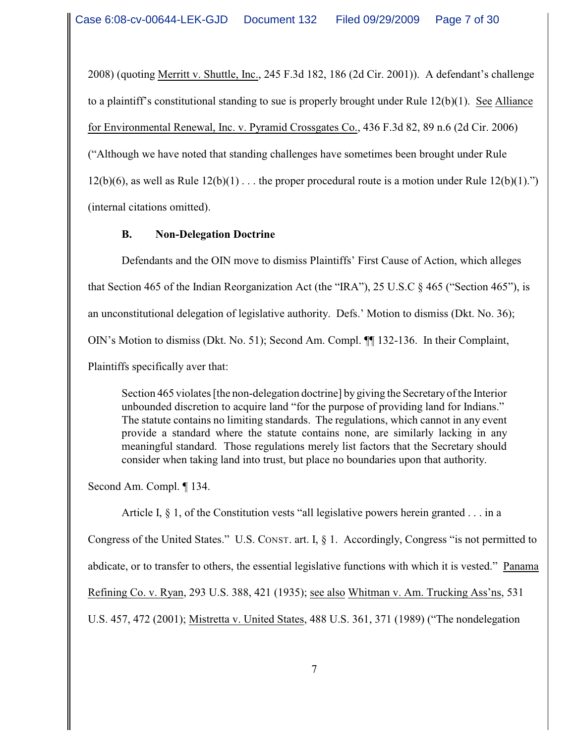2008) (quoting Merritt v. Shuttle, Inc., 245 F.3d 182, 186 (2d Cir. 2001)). A defendant's challenge to a plaintiff's constitutional standing to sue is properly brought under Rule 12(b)(1). See Alliance for Environmental Renewal, Inc. v. Pyramid Crossgates Co., 436 F.3d 82, 89 n.6 (2d Cir. 2006) ("Although we have noted that standing challenges have sometimes been brought under Rule 12(b)(6), as well as Rule 12(b)(1) . . . the proper procedural route is a motion under Rule 12(b)(1).") (internal citations omitted).

### B. Non-Delegation Doctrine

Defendants and the OIN move to dismiss Plaintiffs' First Cause of Action, which alleges that Section 465 of the Indian Reorganization Act (the "IRA"), 25 U.S.C § 465 ("Section 465"), is an unconstitutional delegation of legislative authority. Defs.' Motion to dismiss (Dkt. No. 36); OIN's Motion to dismiss (Dkt. No. 51); Second Am. Compl. ¶¶ 132-136. In their Complaint, Plaintiffs specifically aver that:

> Section 465 violates [the non-delegation doctrine] by giving the Secretary of the Interior unbounded discretion to acquire land "for the purpose of providing land for Indians." The statute contains no limiting standards. The regulations, which cannot in any event provide a standard where the statute contains none, are similarly lacking in any meaningful standard. Those regulations merely list factors that the Secretary should consider when taking land into trust, but place no boundaries upon that authority.

Second Am. Compl. ¶ 134.

Article I, § 1, of the Constitution vests "all legislative powers herein granted . . . in a Congress of the United States." U.S. CONST. art. I, § 1. Accordingly, Congress "is not permitted to abdicate, or to transfer to others, the essential legislative functions with which it is vested." Panama Refining Co. v. Ryan, 293 U.S. 388, 421 (1935); see also Whitman v. Am. Trucking Ass'ns, 531 U.S. 457, 472 (2001); Mistretta v. United States, 488 U.S. 361, 371 (1989) ("The nondelegation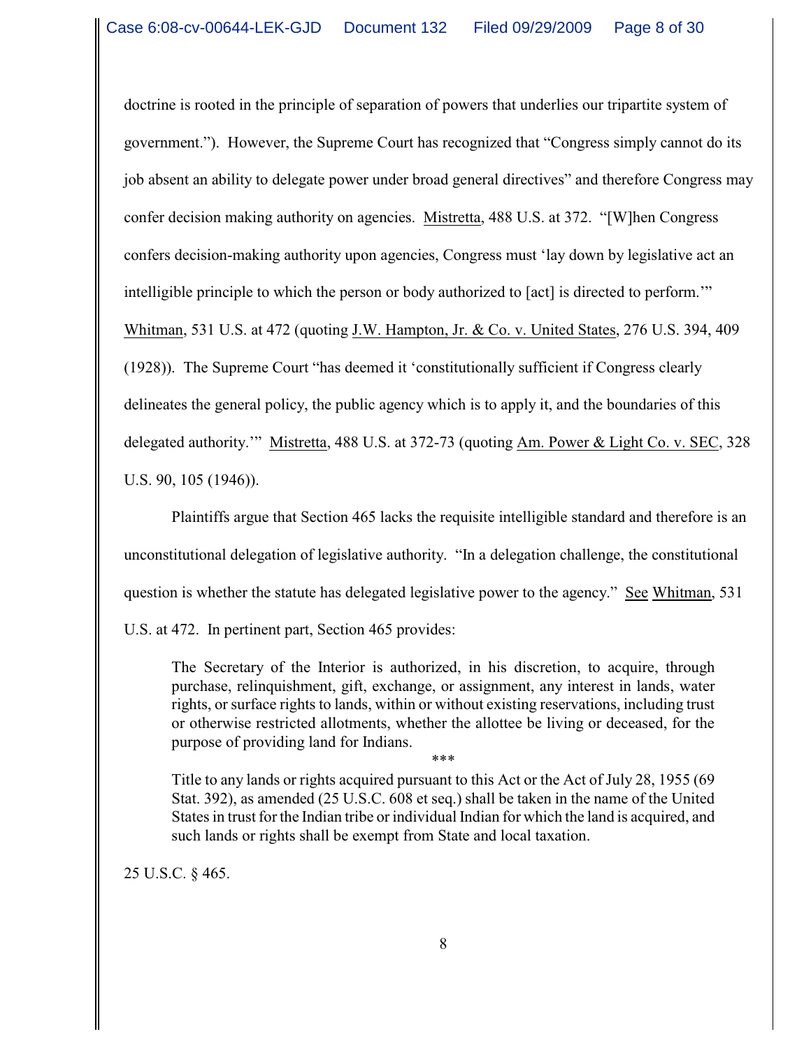doctrine is rooted in the principle of separation of powers that underlies our tripartite system of government."). However, the Supreme Court has recognized that "Congress simply cannot do its job absent an ability to delegate power under broad general directives" and therefore Congress may confer decision making authority on agencies. Mistretta, 488 U.S. at 372. "[W]hen Congress confers decision-making authority upon agencies, Congress must 'lay down by legislative act an intelligible principle to which the person or body authorized to [act] is directed to perform.'" Whitman, 531 U.S. at 472 (quoting J.W. Hampton, Jr. & Co. v. United States, 276 U.S. 394, 409 (1928)). The Supreme Court "has deemed it 'constitutionally sufficient if Congress clearly delineates the general policy, the public agency which is to apply it, and the boundaries of this delegated authority.'" Mistretta, 488 U.S. at 372-73 (quoting Am. Power & Light Co. v. SEC, 328 U.S. 90, 105 (1946)).

Plaintiffs argue that Section 465 lacks the requisite intelligible standard and therefore is an unconstitutional delegation of legislative authority. "In a delegation challenge, the constitutional question is whether the statute has delegated legislative power to the agency." See Whitman, 531 U.S. at 472. In pertinent part, Section 465 provides:

> The Secretary of the Interior is authorized, in his discretion, to acquire, through purchase, relinquishment, gift, exchange, or assignment, any interest in lands, water rights, or surface rights to lands, within or without existing reservations, including trust or otherwise restricted allotments, whether the allottee be living or deceased, for the purpose of providing land for Indians.
>
> \*\*\*
>
> Title to any lands or rights acquired pursuant to this Act or the Act of July 28, 1955 (69 Stat. 392), as amended (25 U.S.C. 608 et seq.) shall be taken in the name of the United States in trust for the Indian tribe or individual Indian for which the land is acquired, and such lands or rights shall be exempt from State and local taxation.

25 U.S.C. § 465.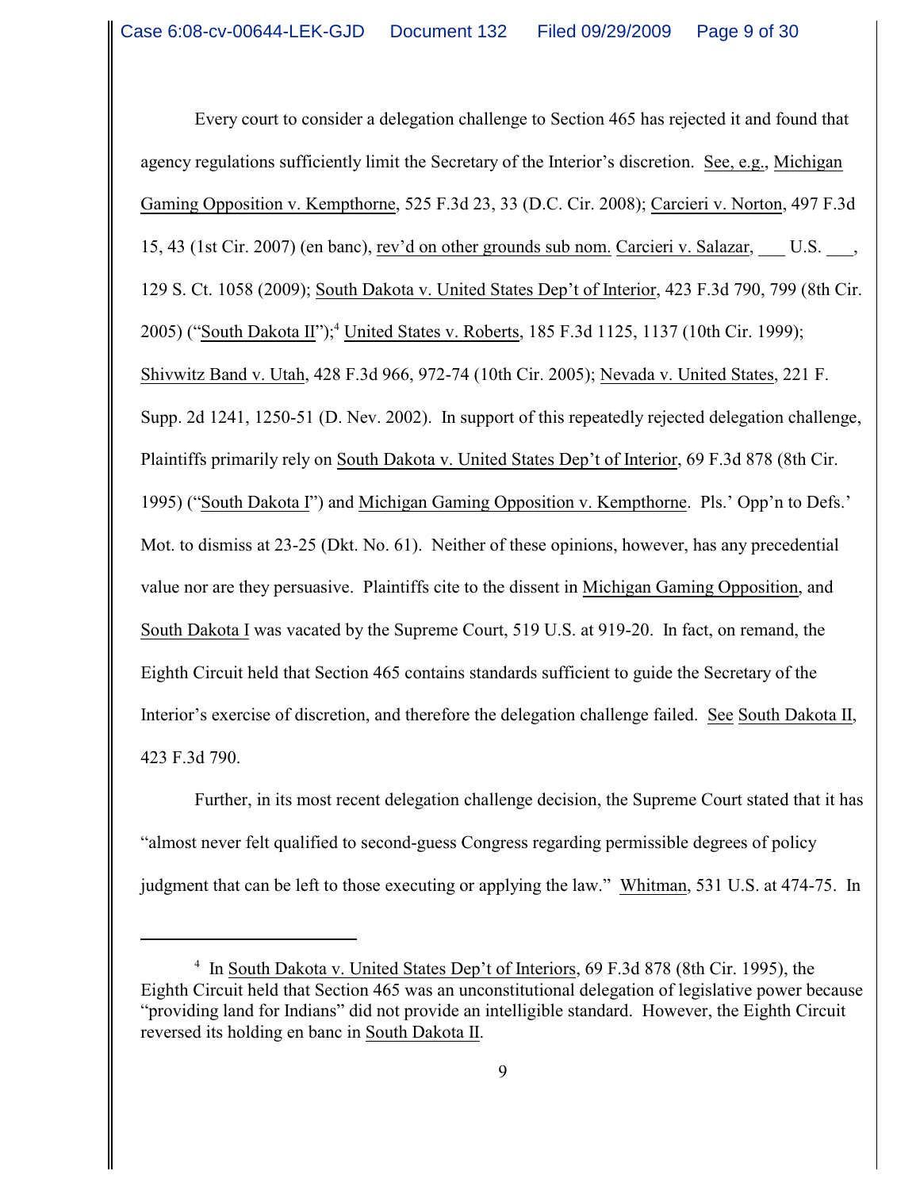Every court to consider a delegation challenge to Section 465 has rejected it and found that agency regulations sufficiently limit the Secretary of the Interior's discretion. See, e.g., Michigan Gaming Opposition v. Kempthorne, 525 F.3d 23, 33 (D.C. Cir. 2008); Carcieri v. Norton, 497 F.3d 15, 43 (1st Cir. 2007) (en banc), rev'd on other grounds sub nom. Carcieri v. Salazar, ___ U.S. ___, 129 S. Ct. 1058 (2009); South Dakota v. United States Dep't of Interior, 423 F.3d 790, 799 (8th Cir. 2005) ("South Dakota II");[4] United States v. Roberts, 185 F.3d 1125, 1137 (10th Cir. 1999); Shivwitz Band v. Utah, 428 F.3d 966, 972-74 (10th Cir. 2005); Nevada v. United States, 221 F. Supp. 2d 1241, 1250-51 (D. Nev. 2002). In support of this repeatedly rejected delegation challenge, Plaintiffs primarily rely on South Dakota v. United States Dep't of Interior, 69 F.3d 878 (8th Cir. 1995) ("South Dakota I") and Michigan Gaming Opposition v. Kempthorne. Pls.' Opp'n to Defs.' Mot. to dismiss at 23-25 (Dkt. No. 61). Neither of these opinions, however, has any precedential value nor are they persuasive. Plaintiffs cite to the dissent in Michigan Gaming Opposition, and South Dakota I was vacated by the Supreme Court, 519 U.S. at 919-20. In fact, on remand, the Eighth Circuit held that Section 465 contains standards sufficient to guide the Secretary of the Interior's exercise of discretion, and therefore the delegation challenge failed. See South Dakota II, 423 F.3d 790.

Further, in its most recent delegation challenge decision, the Supreme Court stated that it has "almost never felt qualified to second-guess Congress regarding permissible degrees of policy judgment that can be left to those executing or applying the law." Whitman, 531 U.S. at 474-75. In

[4] In South Dakota v. United States Dep't of Interiors, 69 F.3d 878 (8th Cir. 1995), the Eighth Circuit held that Section 465 was an unconstitutional delegation of legislative power because "providing land for Indians" did not provide an intelligible standard. However, the Eighth Circuit reversed its holding en banc in South Dakota II.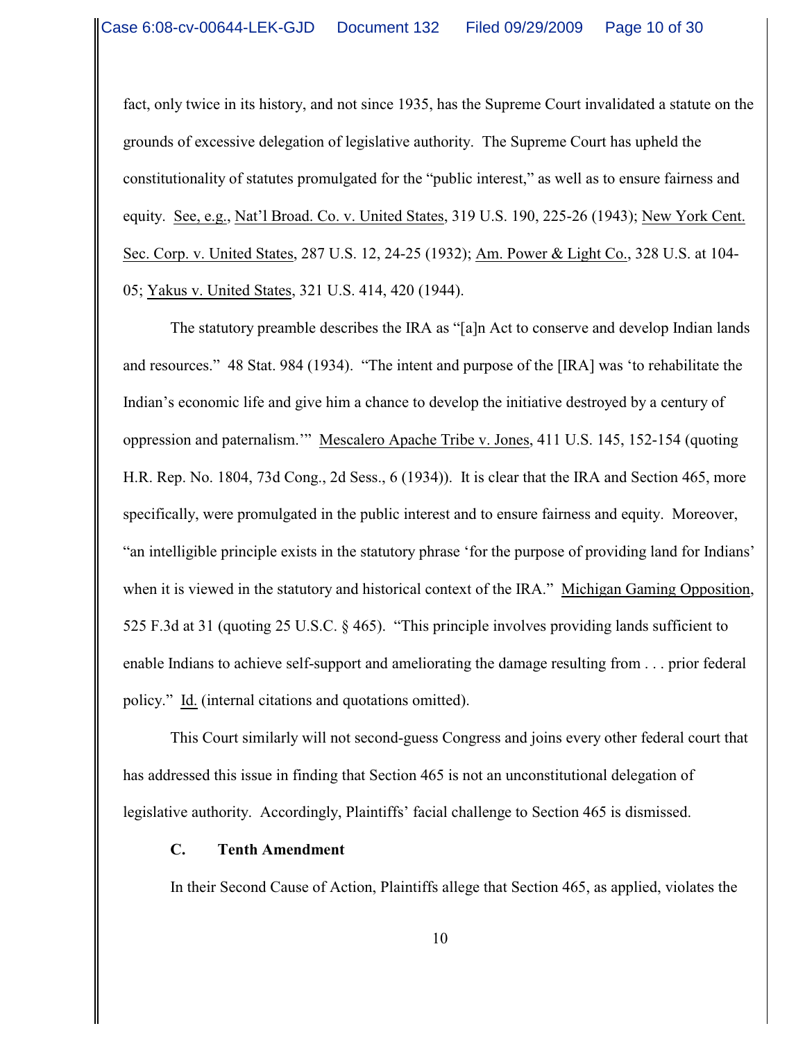fact, only twice in its history, and not since 1935, has the Supreme Court invalidated a statute on the grounds of excessive delegation of legislative authority. The Supreme Court has upheld the constitutionality of statutes promulgated for the "public interest," as well as to ensure fairness and equity. See, e.g., Nat'l Broad. Co. v. United States, 319 U.S. 190, 225-26 (1943); New York Cent. Sec. Corp. v. United States, 287 U.S. 12, 24-25 (1932); Am. Power & Light Co., 328 U.S. at 104-05; Yakus v. United States, 321 U.S. 414, 420 (1944).

The statutory preamble describes the IRA as "[a]n Act to conserve and develop Indian lands and resources." 48 Stat. 984 (1934). "The intent and purpose of the [IRA] was 'to rehabilitate the Indian's economic life and give him a chance to develop the initiative destroyed by a century of oppression and paternalism.'" Mescalero Apache Tribe v. Jones, 411 U.S. 145, 152-154 (quoting H.R. Rep. No. 1804, 73d Cong., 2d Sess., 6 (1934)). It is clear that the IRA and Section 465, more specifically, were promulgated in the public interest and to ensure fairness and equity. Moreover, "an intelligible principle exists in the statutory phrase 'for the purpose of providing land for Indians' when it is viewed in the statutory and historical context of the IRA." Michigan Gaming Opposition, 525 F.3d at 31 (quoting 25 U.S.C. § 465). "This principle involves providing lands sufficient to enable Indians to achieve self-support and ameliorating the damage resulting from . . . prior federal policy." Id. (internal citations and quotations omitted).

This Court similarly will not second-guess Congress and joins every other federal court that has addressed this issue in finding that Section 465 is not an unconstitutional delegation of legislative authority. Accordingly, Plaintiffs' facial challenge to Section 465 is dismissed.

### C. Tenth Amendment

In their Second Cause of Action, Plaintiffs allege that Section 465, as applied, violates the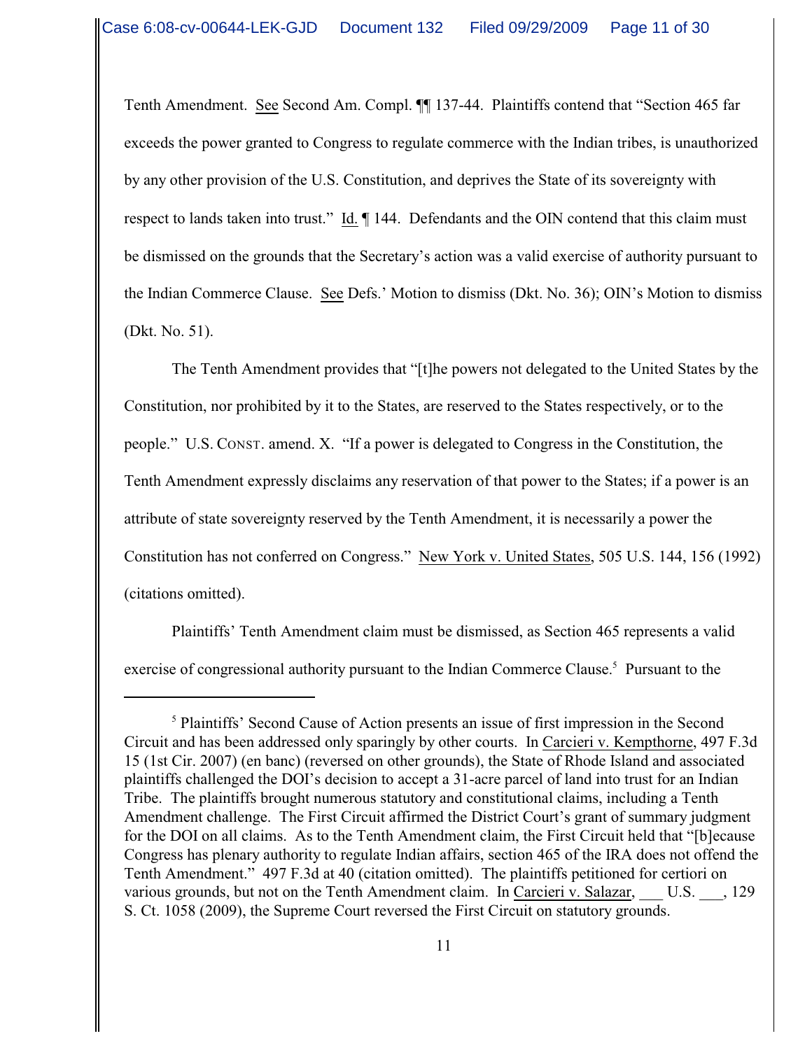Tenth Amendment. See Second Am. Compl. ¶¶ 137-44. Plaintiffs contend that "Section 465 far exceeds the power granted to Congress to regulate commerce with the Indian tribes, is unauthorized by any other provision of the U.S. Constitution, and deprives the State of its sovereignty with respect to lands taken into trust." Id. ¶ 144. Defendants and the OIN contend that this claim must be dismissed on the grounds that the Secretary's action was a valid exercise of authority pursuant to the Indian Commerce Clause. See Defs.' Motion to dismiss (Dkt. No. 36); OIN's Motion to dismiss (Dkt. No. 51).

The Tenth Amendment provides that "[t]he powers not delegated to the United States by the Constitution, nor prohibited by it to the States, are reserved to the States respectively, or to the people." U.S. CONST. amend. X. "If a power is delegated to Congress in the Constitution, the Tenth Amendment expressly disclaims any reservation of that power to the States; if a power is an attribute of state sovereignty reserved by the Tenth Amendment, it is necessarily a power the Constitution has not conferred on Congress." New York v. United States, 505 U.S. 144, 156 (1992) (citations omitted).

Plaintiffs' Tenth Amendment claim must be dismissed, as Section 465 represents a valid exercise of congressional authority pursuant to the Indian Commerce Clause.[5] Pursuant to the

---

[5] Plaintiffs' Second Cause of Action presents an issue of first impression in the Second Circuit and has been addressed only sparingly by other courts. In Carcieri v. Kempthorne, 497 F.3d 15 (1st Cir. 2007) (en banc) (reversed on other grounds), the State of Rhode Island and associated plaintiffs challenged the DOI's decision to accept a 31-acre parcel of land into trust for an Indian Tribe. The plaintiffs brought numerous statutory and constitutional claims, including a Tenth Amendment challenge. The First Circuit affirmed the District Court's grant of summary judgment for the DOI on all claims. As to the Tenth Amendment claim, the First Circuit held that "[b]ecause Congress has plenary authority to regulate Indian affairs, section 465 of the IRA does not offend the Tenth Amendment." 497 F.3d at 40 (citation omitted). The plaintiffs petitioned for certiori on various grounds, but not on the Tenth Amendment claim. In Carcieri v. Salazar, ___ U.S. ___, 129 S. Ct. 1058 (2009), the Supreme Court reversed the First Circuit on statutory grounds.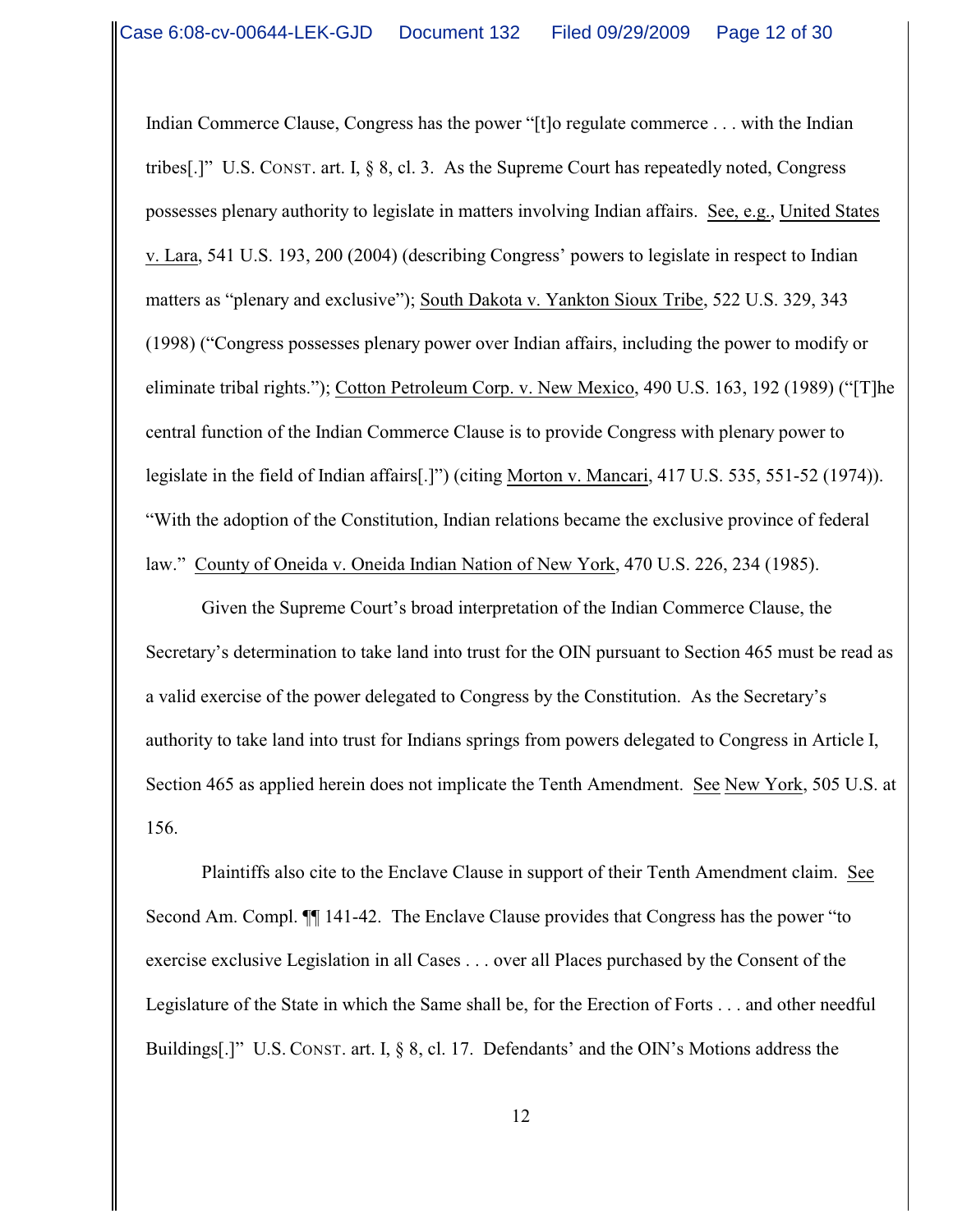Indian Commerce Clause, Congress has the power "[t]o regulate commerce . . . with the Indian tribes[.]" U.S. CONST. art. I, § 8, cl. 3. As the Supreme Court has repeatedly noted, Congress possesses plenary authority to legislate in matters involving Indian affairs. See, e.g., United States v. Lara, 541 U.S. 193, 200 (2004) (describing Congress' powers to legislate in respect to Indian matters as "plenary and exclusive"); South Dakota v. Yankton Sioux Tribe, 522 U.S. 329, 343 (1998) ("Congress possesses plenary power over Indian affairs, including the power to modify or eliminate tribal rights."); Cotton Petroleum Corp. v. New Mexico, 490 U.S. 163, 192 (1989) ("[T]he central function of the Indian Commerce Clause is to provide Congress with plenary power to legislate in the field of Indian affairs[.]") (citing Morton v. Mancari, 417 U.S. 535, 551-52 (1974)). "With the adoption of the Constitution, Indian relations became the exclusive province of federal law." County of Oneida v. Oneida Indian Nation of New York, 470 U.S. 226, 234 (1985).

Given the Supreme Court's broad interpretation of the Indian Commerce Clause, the Secretary's determination to take land into trust for the OIN pursuant to Section 465 must be read as a valid exercise of the power delegated to Congress by the Constitution. As the Secretary's authority to take land into trust for Indians springs from powers delegated to Congress in Article I, Section 465 as applied herein does not implicate the Tenth Amendment. See New York, 505 U.S. at 156.

Plaintiffs also cite to the Enclave Clause in support of their Tenth Amendment claim. See Second Am. Compl. ¶¶ 141-42. The Enclave Clause provides that Congress has the power "to exercise exclusive Legislation in all Cases . . . over all Places purchased by the Consent of the Legislature of the State in which the Same shall be, for the Erection of Forts . . . and other needful Buildings[.]" U.S. CONST. art. I, § 8, cl. 17. Defendants' and the OIN's Motions address the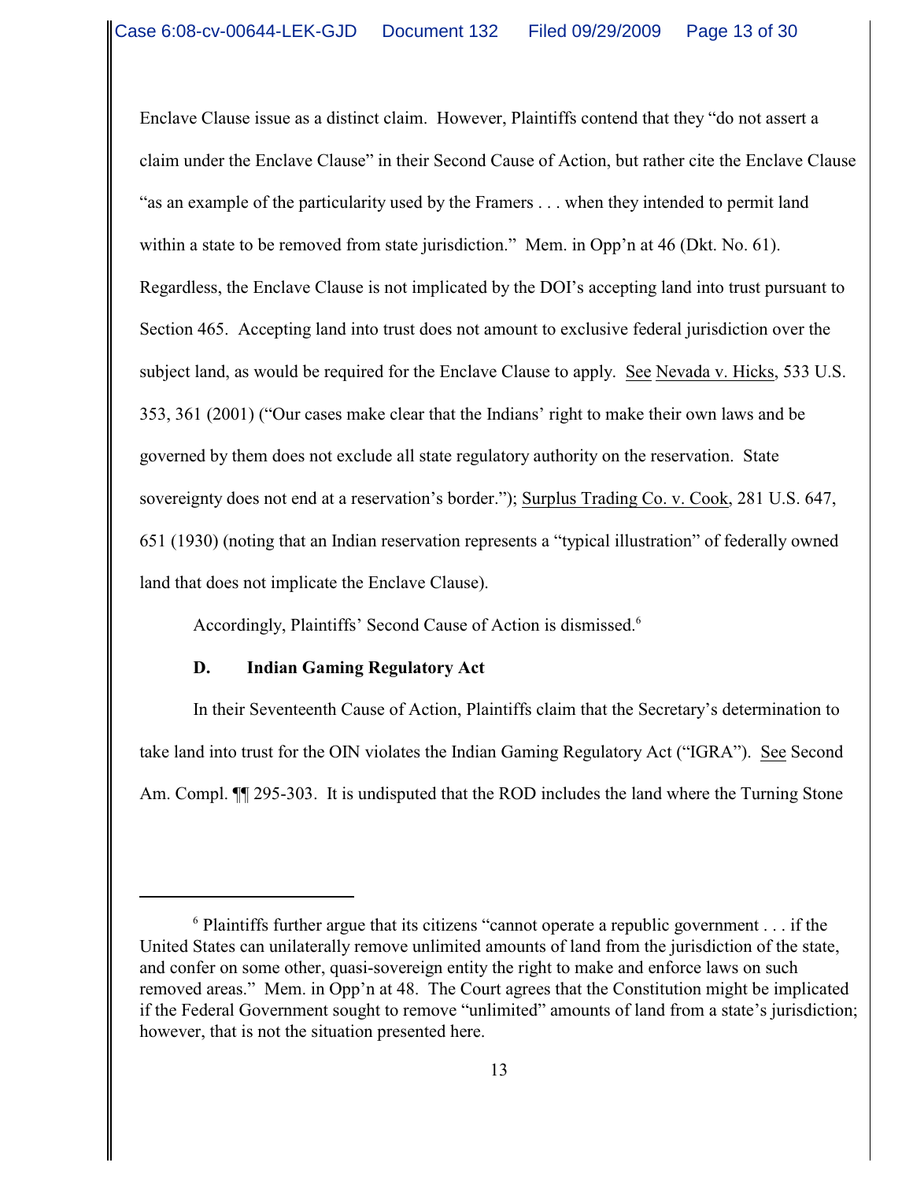Enclave Clause issue as a distinct claim. However, Plaintiffs contend that they "do not assert a claim under the Enclave Clause" in their Second Cause of Action, but rather cite the Enclave Clause "as an example of the particularity used by the Framers . . . when they intended to permit land within a state to be removed from state jurisdiction." Mem. in Opp'n at 46 (Dkt. No. 61). Regardless, the Enclave Clause is not implicated by the DOI's accepting land into trust pursuant to Section 465. Accepting land into trust does not amount to exclusive federal jurisdiction over the subject land, as would be required for the Enclave Clause to apply. See Nevada v. Hicks, 533 U.S. 353, 361 (2001) ("Our cases make clear that the Indians' right to make their own laws and be governed by them does not exclude all state regulatory authority on the reservation. State sovereignty does not end at a reservation's border."); Surplus Trading Co. v. Cook, 281 U.S. 647, 651 (1930) (noting that an Indian reservation represents a "typical illustration" of federally owned land that does not implicate the Enclave Clause).

Accordingly, Plaintiffs' Second Cause of Action is dismissed.[6]

### D. Indian Gaming Regulatory Act

In their Seventeenth Cause of Action, Plaintiffs claim that the Secretary's determination to take land into trust for the OIN violates the Indian Gaming Regulatory Act ("IGRA"). See Second Am. Compl. ¶¶ 295-303. It is undisputed that the ROD includes the land where the Turning Stone

---

[6] Plaintiffs further argue that its citizens "cannot operate a republic government . . . if the United States can unilaterally remove unlimited amounts of land from the jurisdiction of the state, and confer on some other, quasi-sovereign entity the right to make and enforce laws on such removed areas." Mem. in Opp'n at 48. The Court agrees that the Constitution might be implicated if the Federal Government sought to remove "unlimited" amounts of land from a state's jurisdiction; however, that is not the situation presented here.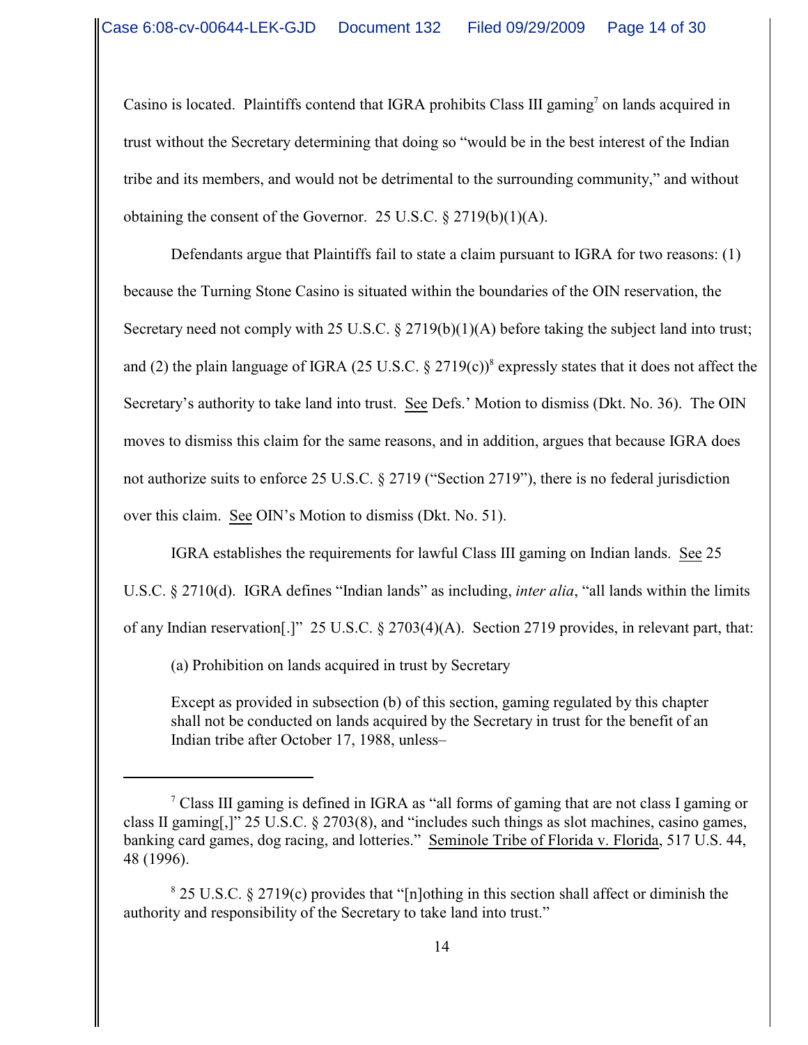Casino is located. Plaintiffs contend that IGRA prohibits Class III gaming[7] on lands acquired in trust without the Secretary determining that doing so "would be in the best interest of the Indian tribe and its members, and would not be detrimental to the surrounding community," and without obtaining the consent of the Governor. 25 U.S.C. § 2719(b)(1)(A).

Defendants argue that Plaintiffs fail to state a claim pursuant to IGRA for two reasons: (1) because the Turning Stone Casino is situated within the boundaries of the OIN reservation, the Secretary need not comply with 25 U.S.C. § 2719(b)(1)(A) before taking the subject land into trust; and (2) the plain language of IGRA (25 U.S.C. § 2719(c))[8] expressly states that it does not affect the Secretary's authority to take land into trust. See Defs.' Motion to dismiss (Dkt. No. 36). The OIN moves to dismiss this claim for the same reasons, and in addition, argues that because IGRA does not authorize suits to enforce 25 U.S.C. § 2719 ("Section 2719"), there is no federal jurisdiction over this claim. See OIN's Motion to dismiss (Dkt. No. 51).

IGRA establishes the requirements for lawful Class III gaming on Indian lands. See 25 U.S.C. § 2710(d). IGRA defines "Indian lands" as including, *inter alia*, "all lands within the limits of any Indian reservation[.]" 25 U.S.C. § 2703(4)(A). Section 2719 provides, in relevant part, that:

> (a) Prohibition on lands acquired in trust by Secretary
>
> Except as provided in subsection (b) of this section, gaming regulated by this chapter shall not be conducted on lands acquired by the Secretary in trust for the benefit of an Indian tribe after October 17, 1988, unless–

---

[7] Class III gaming is defined in IGRA as "all forms of gaming that are not class I gaming or class II gaming[,]" 25 U.S.C. § 2703(8), and "includes such things as slot machines, casino games, banking card games, dog racing, and lotteries." Seminole Tribe of Florida v. Florida, 517 U.S. 44, 48 (1996).

[8] 25 U.S.C. § 2719(c) provides that "[n]othing in this section shall affect or diminish the authority and responsibility of the Secretary to take land into trust."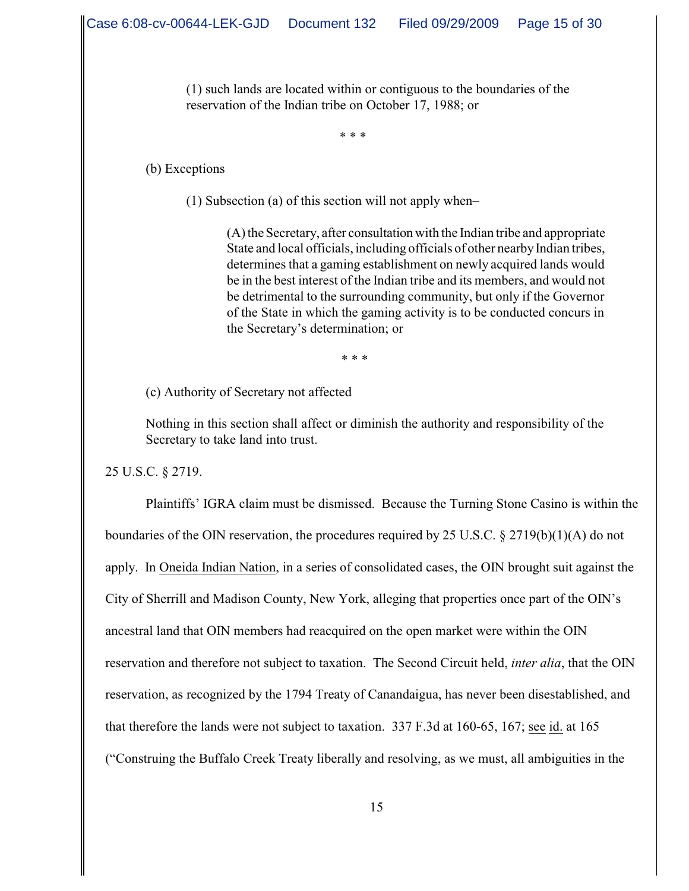> (1) such lands are located within or contiguous to the boundaries of the reservation of the Indian tribe on October 17, 1988; or
>
> \* \* \*
>
> (b) Exceptions
>
> (1) Subsection (a) of this section will not apply when–
>
> > (A) the Secretary, after consultation with the Indian tribe and appropriate State and local officials, including officials of other nearby Indian tribes, determines that a gaming establishment on newly acquired lands would be in the best interest of the Indian tribe and its members, and would not be detrimental to the surrounding community, but only if the Governor of the State in which the gaming activity is to be conducted concurs in the Secretary's determination; or
>
> \* \* \*
>
> (c) Authority of Secretary not affected
>
> Nothing in this section shall affect or diminish the authority and responsibility of the Secretary to take land into trust.

25 U.S.C. § 2719.

Plaintiffs' IGRA claim must be dismissed. Because the Turning Stone Casino is within the boundaries of the OIN reservation, the procedures required by 25 U.S.C. § 2719(b)(1)(A) do not apply. In Oneida Indian Nation, in a series of consolidated cases, the OIN brought suit against the City of Sherrill and Madison County, New York, alleging that properties once part of the OIN's ancestral land that OIN members had reacquired on the open market were within the OIN reservation and therefore not subject to taxation. The Second Circuit held, *inter alia*, that the OIN reservation, as recognized by the 1794 Treaty of Canandaigua, has never been disestablished, and that therefore the lands were not subject to taxation. 337 F.3d at 160-65, 167; see id. at 165 ("Construing the Buffalo Creek Treaty liberally and resolving, as we must, all ambiguities in the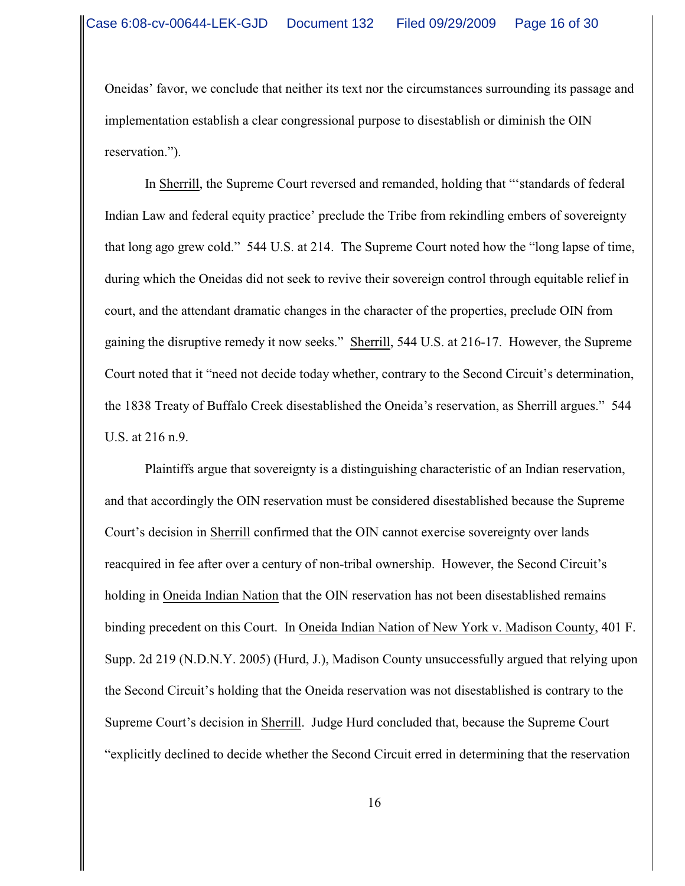Oneidas' favor, we conclude that neither its text nor the circumstances surrounding its passage and implementation establish a clear congressional purpose to disestablish or diminish the OIN reservation.").

In Sherrill, the Supreme Court reversed and remanded, holding that "'standards of federal Indian Law and federal equity practice' preclude the Tribe from rekindling embers of sovereignty that long ago grew cold." 544 U.S. at 214. The Supreme Court noted how the "long lapse of time, during which the Oneidas did not seek to revive their sovereign control through equitable relief in court, and the attendant dramatic changes in the character of the properties, preclude OIN from gaining the disruptive remedy it now seeks." Sherrill, 544 U.S. at 216-17. However, the Supreme Court noted that it "need not decide today whether, contrary to the Second Circuit's determination, the 1838 Treaty of Buffalo Creek disestablished the Oneida's reservation, as Sherrill argues." 544 U.S. at 216 n.9.

Plaintiffs argue that sovereignty is a distinguishing characteristic of an Indian reservation, and that accordingly the OIN reservation must be considered disestablished because the Supreme Court's decision in Sherrill confirmed that the OIN cannot exercise sovereignty over lands reacquired in fee after over a century of non-tribal ownership. However, the Second Circuit's holding in Oneida Indian Nation that the OIN reservation has not been disestablished remains binding precedent on this Court. In Oneida Indian Nation of New York v. Madison County, 401 F. Supp. 2d 219 (N.D.N.Y. 2005) (Hurd, J.), Madison County unsuccessfully argued that relying upon the Second Circuit's holding that the Oneida reservation was not disestablished is contrary to the Supreme Court's decision in Sherrill. Judge Hurd concluded that, because the Supreme Court "explicitly declined to decide whether the Second Circuit erred in determining that the reservation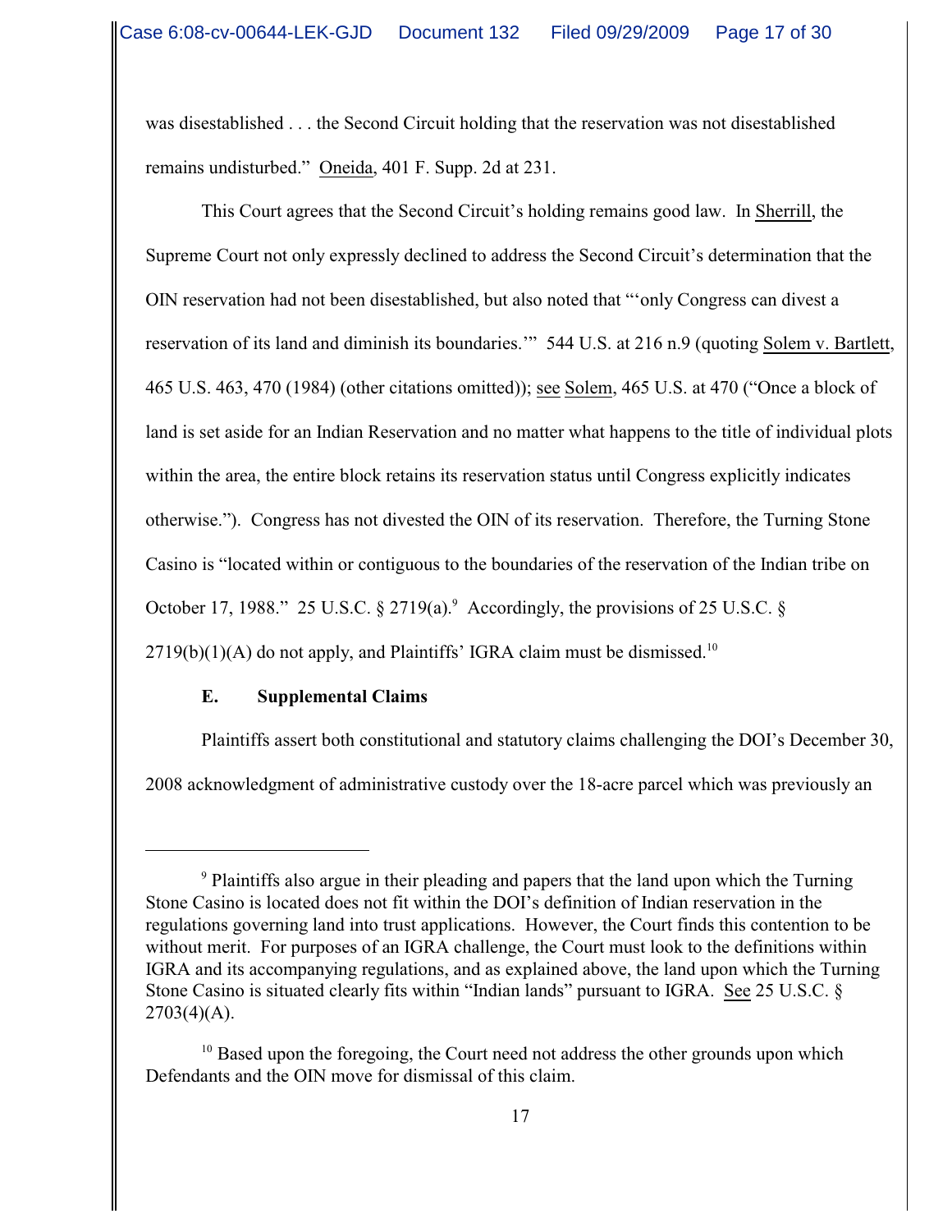was disestablished . . . the Second Circuit holding that the reservation was not disestablished remains undisturbed." Oneida, 401 F. Supp. 2d at 231.

This Court agrees that the Second Circuit's holding remains good law. In Sherrill, the Supreme Court not only expressly declined to address the Second Circuit's determination that the OIN reservation had not been disestablished, but also noted that "'only Congress can divest a reservation of its land and diminish its boundaries.'" 544 U.S. at 216 n.9 (quoting Solem v. Bartlett, 465 U.S. 463, 470 (1984) (other citations omitted)); see Solem, 465 U.S. at 470 ("Once a block of land is set aside for an Indian Reservation and no matter what happens to the title of individual plots within the area, the entire block retains its reservation status until Congress explicitly indicates otherwise."). Congress has not divested the OIN of its reservation. Therefore, the Turning Stone Casino is "located within or contiguous to the boundaries of the reservation of the Indian tribe on October 17, 1988." 25 U.S.C. § 2719(a).[9] Accordingly, the provisions of 25 U.S.C. § 2719(b)(1)(A) do not apply, and Plaintiffs' IGRA claim must be dismissed.[10]

**E. Supplemental Claims**

Plaintiffs assert both constitutional and statutory claims challenging the DOI's December 30, 2008 acknowledgment of administrative custody over the 18-acre parcel which was previously an

---

[9] Plaintiffs also argue in their pleading and papers that the land upon which the Turning Stone Casino is located does not fit within the DOI's definition of Indian reservation in the regulations governing land into trust applications. However, the Court finds this contention to be without merit. For purposes of an IGRA challenge, the Court must look to the definitions within IGRA and its accompanying regulations, and as explained above, the land upon which the Turning Stone Casino is situated clearly fits within "Indian lands" pursuant to IGRA. See 25 U.S.C. § 2703(4)(A).

[10] Based upon the foregoing, the Court need not address the other grounds upon which Defendants and the OIN move for dismissal of this claim.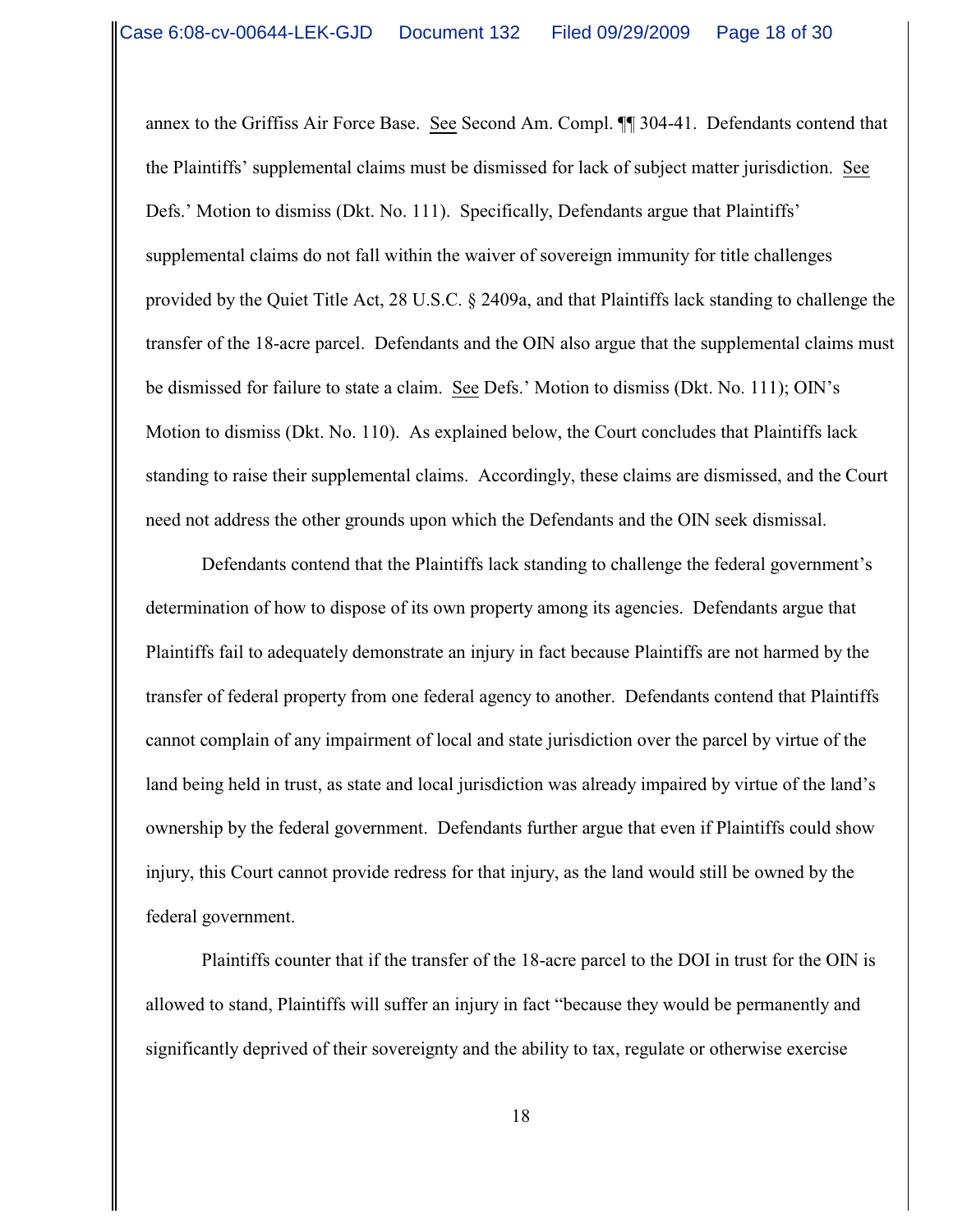annex to the Griffiss Air Force Base. See Second Am. Compl. ¶¶ 304-41. Defendants contend that the Plaintiffs' supplemental claims must be dismissed for lack of subject matter jurisdiction. See Defs.' Motion to dismiss (Dkt. No. 111). Specifically, Defendants argue that Plaintiffs' supplemental claims do not fall within the waiver of sovereign immunity for title challenges provided by the Quiet Title Act, 28 U.S.C. § 2409a, and that Plaintiffs lack standing to challenge the transfer of the 18-acre parcel. Defendants and the OIN also argue that the supplemental claims must be dismissed for failure to state a claim. See Defs.' Motion to dismiss (Dkt. No. 111); OIN's Motion to dismiss (Dkt. No. 110). As explained below, the Court concludes that Plaintiffs lack standing to raise their supplemental claims. Accordingly, these claims are dismissed, and the Court need not address the other grounds upon which the Defendants and the OIN seek dismissal.

Defendants contend that the Plaintiffs lack standing to challenge the federal government's determination of how to dispose of its own property among its agencies. Defendants argue that Plaintiffs fail to adequately demonstrate an injury in fact because Plaintiffs are not harmed by the transfer of federal property from one federal agency to another. Defendants contend that Plaintiffs cannot complain of any impairment of local and state jurisdiction over the parcel by virtue of the land being held in trust, as state and local jurisdiction was already impaired by virtue of the land's ownership by the federal government. Defendants further argue that even if Plaintiffs could show injury, this Court cannot provide redress for that injury, as the land would still be owned by the federal government.

Plaintiffs counter that if the transfer of the 18-acre parcel to the DOI in trust for the OIN is allowed to stand, Plaintiffs will suffer an injury in fact "because they would be permanently and significantly deprived of their sovereignty and the ability to tax, regulate or otherwise exercise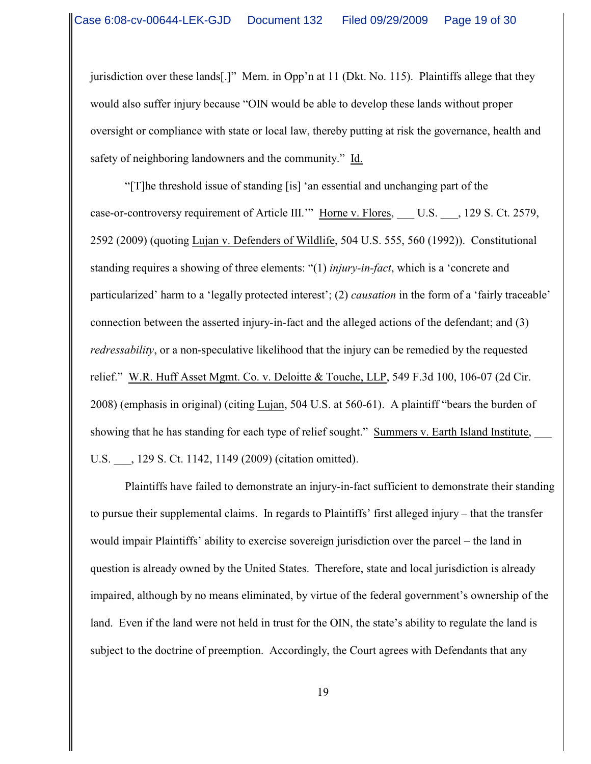jurisdiction over these lands[.]" Mem. in Opp'n at 11 (Dkt. No. 115). Plaintiffs allege that they would also suffer injury because "OIN would be able to develop these lands without proper oversight or compliance with state or local law, thereby putting at risk the governance, health and safety of neighboring landowners and the community." Id.

"[T]he threshold issue of standing [is] 'an essential and unchanging part of the case-or-controversy requirement of Article III.'" Horne v. Flores, ___ U.S. ___, 129 S. Ct. 2579, 2592 (2009) (quoting Lujan v. Defenders of Wildlife, 504 U.S. 555, 560 (1992)). Constitutional standing requires a showing of three elements: "(1) *injury-in-fact*, which is a 'concrete and particularized' harm to a 'legally protected interest'; (2) *causation* in the form of a 'fairly traceable' connection between the asserted injury-in-fact and the alleged actions of the defendant; and (3) *redressability*, or a non-speculative likelihood that the injury can be remedied by the requested relief." W.R. Huff Asset Mgmt. Co. v. Deloitte & Touche, LLP, 549 F.3d 100, 106-07 (2d Cir. 2008) (emphasis in original) (citing Lujan, 504 U.S. at 560-61). A plaintiff "bears the burden of showing that he has standing for each type of relief sought." Summers v. Earth Island Institute, ___ U.S. ___, 129 S. Ct. 1142, 1149 (2009) (citation omitted).

Plaintiffs have failed to demonstrate an injury-in-fact sufficient to demonstrate their standing to pursue their supplemental claims. In regards to Plaintiffs' first alleged injury – that the transfer would impair Plaintiffs' ability to exercise sovereign jurisdiction over the parcel – the land in question is already owned by the United States. Therefore, state and local jurisdiction is already impaired, although by no means eliminated, by virtue of the federal government's ownership of the land. Even if the land were not held in trust for the OIN, the state's ability to regulate the land is subject to the doctrine of preemption. Accordingly, the Court agrees with Defendants that any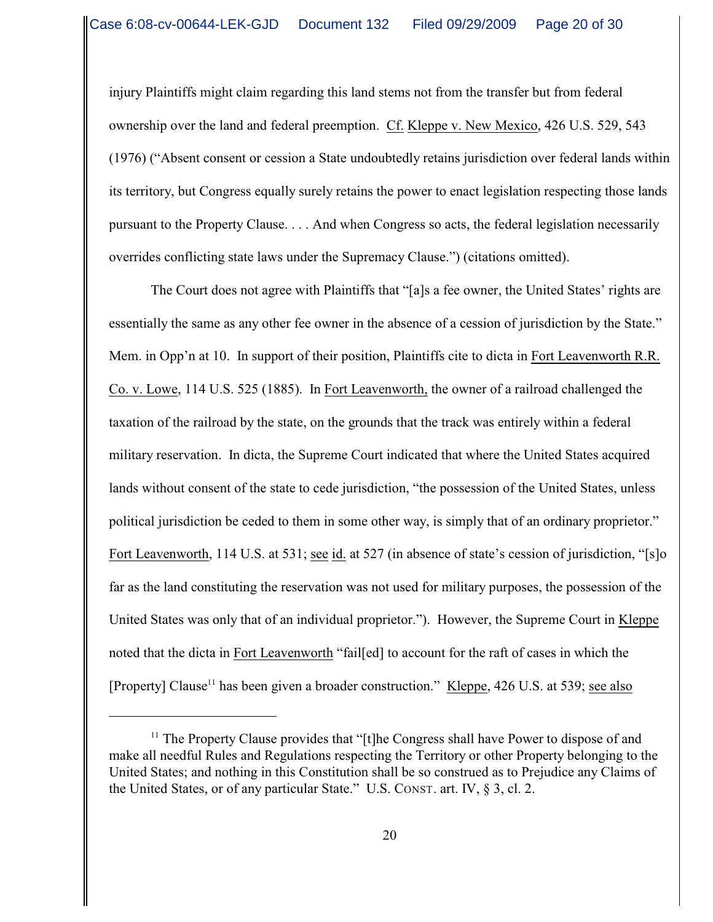injury Plaintiffs might claim regarding this land stems not from the transfer but from federal ownership over the land and federal preemption. Cf. Kleppe v. New Mexico, 426 U.S. 529, 543 (1976) ("Absent consent or cession a State undoubtedly retains jurisdiction over federal lands within its territory, but Congress equally surely retains the power to enact legislation respecting those lands pursuant to the Property Clause. . . . And when Congress so acts, the federal legislation necessarily overrides conflicting state laws under the Supremacy Clause.") (citations omitted).

The Court does not agree with Plaintiffs that "[a]s a fee owner, the United States' rights are essentially the same as any other fee owner in the absence of a cession of jurisdiction by the State." Mem. in Opp'n at 10. In support of their position, Plaintiffs cite to dicta in Fort Leavenworth R.R. Co. v. Lowe, 114 U.S. 525 (1885). In Fort Leavenworth, the owner of a railroad challenged the taxation of the railroad by the state, on the grounds that the track was entirely within a federal military reservation. In dicta, the Supreme Court indicated that where the United States acquired lands without consent of the state to cede jurisdiction, "the possession of the United States, unless political jurisdiction be ceded to them in some other way, is simply that of an ordinary proprietor." Fort Leavenworth, 114 U.S. at 531; see id. at 527 (in absence of state's cession of jurisdiction, "[s]o far as the land constituting the reservation was not used for military purposes, the possession of the United States was only that of an individual proprietor."). However, the Supreme Court in Kleppe noted that the dicta in Fort Leavenworth "fail[ed] to account for the raft of cases in which the [Property] Clause[11] has been given a broader construction." Kleppe, 426 U.S. at 539; see also

[11] The Property Clause provides that "[t]he Congress shall have Power to dispose of and make all needful Rules and Regulations respecting the Territory or other Property belonging to the United States; and nothing in this Constitution shall be so construed as to Prejudice any Claims of the United States, or of any particular State." U.S. CONST. art. IV, § 3, cl. 2.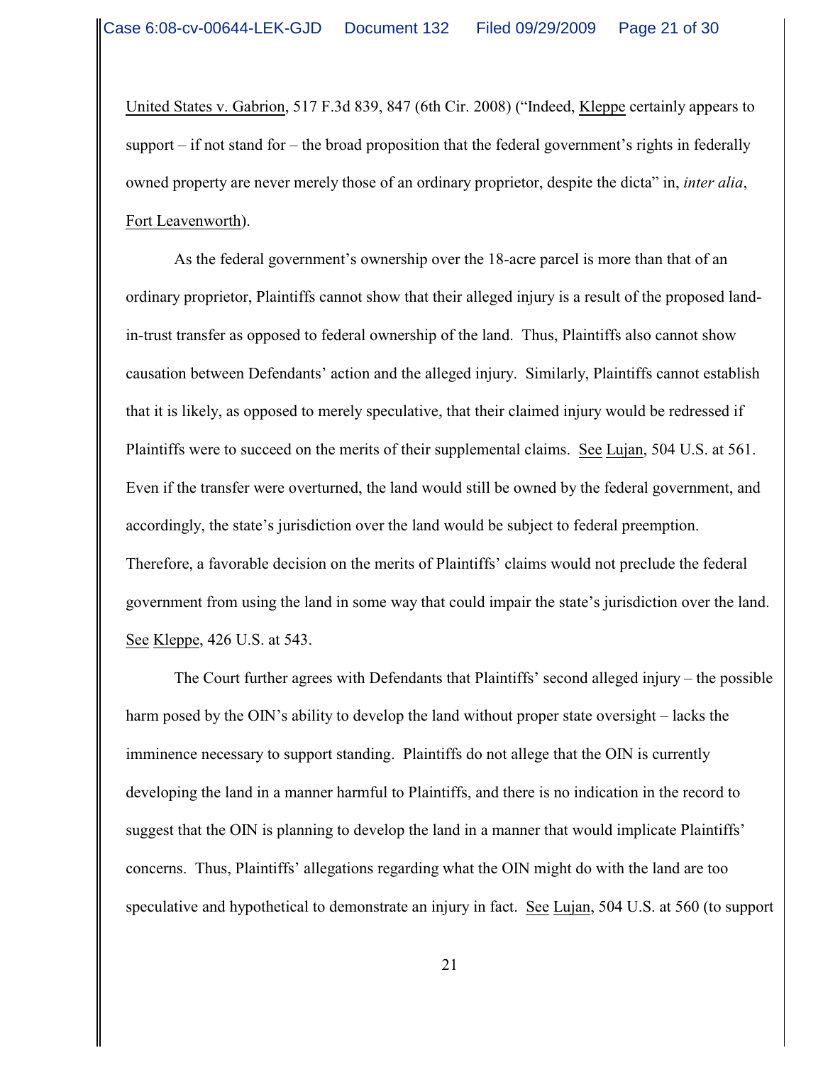United States v. Gabrion, 517 F.3d 839, 847 (6th Cir. 2008) ("Indeed, Kleppe certainly appears to support – if not stand for – the broad proposition that the federal government's rights in federally owned property are never merely those of an ordinary proprietor, despite the dicta" in, *inter alia*, Fort Leavenworth).

As the federal government's ownership over the 18-acre parcel is more than that of an ordinary proprietor, Plaintiffs cannot show that their alleged injury is a result of the proposed land-in-trust transfer as opposed to federal ownership of the land. Thus, Plaintiffs also cannot show causation between Defendants' action and the alleged injury. Similarly, Plaintiffs cannot establish that it is likely, as opposed to merely speculative, that their claimed injury would be redressed if Plaintiffs were to succeed on the merits of their supplemental claims. See Lujan, 504 U.S. at 561. Even if the transfer were overturned, the land would still be owned by the federal government, and accordingly, the state's jurisdiction over the land would be subject to federal preemption. Therefore, a favorable decision on the merits of Plaintiffs' claims would not preclude the federal government from using the land in some way that could impair the state's jurisdiction over the land. See Kleppe, 426 U.S. at 543.

The Court further agrees with Defendants that Plaintiffs' second alleged injury – the possible harm posed by the OIN's ability to develop the land without proper state oversight – lacks the imminence necessary to support standing. Plaintiffs do not allege that the OIN is currently developing the land in a manner harmful to Plaintiffs, and there is no indication in the record to suggest that the OIN is planning to develop the land in a manner that would implicate Plaintiffs' concerns. Thus, Plaintiffs' allegations regarding what the OIN might do with the land are too speculative and hypothetical to demonstrate an injury in fact. See Lujan, 504 U.S. at 560 (to support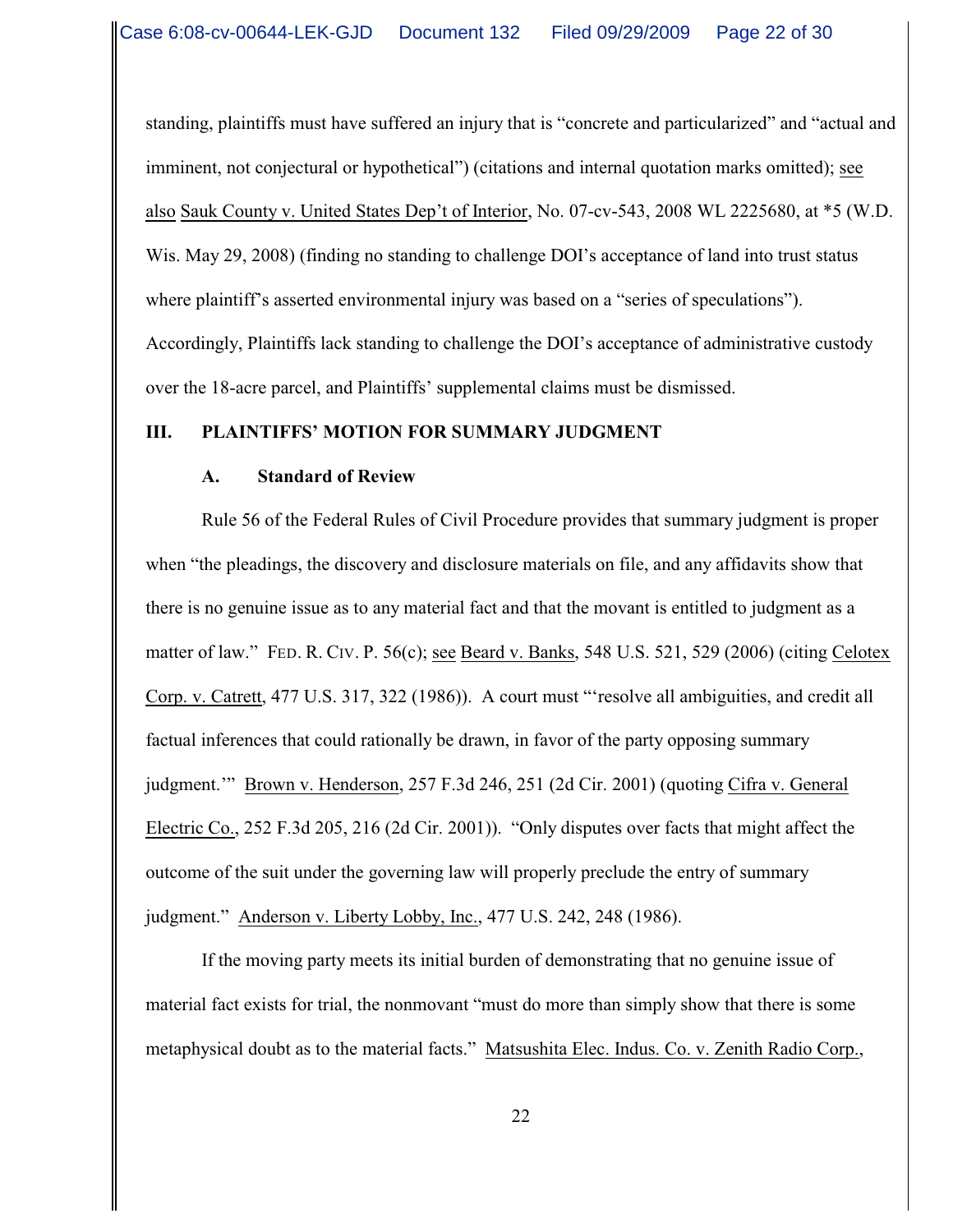standing, plaintiffs must have suffered an injury that is "concrete and particularized" and "actual and imminent, not conjectural or hypothetical") (citations and internal quotation marks omitted); see also Sauk County v. United States Dep't of Interior, No. 07-cv-543, 2008 WL 2225680, at *5 (W.D. Wis. May 29, 2008) (finding no standing to challenge DOI's acceptance of land into trust status where plaintiff's asserted environmental injury was based on a "series of speculations"). Accordingly, Plaintiffs lack standing to challenge the DOI's acceptance of administrative custody over the 18-acre parcel, and Plaintiffs' supplemental claims must be dismissed.

## III. PLAINTIFFS' MOTION FOR SUMMARY JUDGMENT

### A. Standard of Review

Rule 56 of the Federal Rules of Civil Procedure provides that summary judgment is proper when "the pleadings, the discovery and disclosure materials on file, and any affidavits show that there is no genuine issue as to any material fact and that the movant is entitled to judgment as a matter of law." FED. R. CIV. P. 56(c); see Beard v. Banks, 548 U.S. 521, 529 (2006) (citing Celotex Corp. v. Catrett, 477 U.S. 317, 322 (1986)). A court must "'resolve all ambiguities, and credit all factual inferences that could rationally be drawn, in favor of the party opposing summary judgment.'" Brown v. Henderson, 257 F.3d 246, 251 (2d Cir. 2001) (quoting Cifra v. General Electric Co., 252 F.3d 205, 216 (2d Cir. 2001)). "Only disputes over facts that might affect the outcome of the suit under the governing law will properly preclude the entry of summary judgment." Anderson v. Liberty Lobby, Inc., 477 U.S. 242, 248 (1986).

If the moving party meets its initial burden of demonstrating that no genuine issue of material fact exists for trial, the nonmovant "must do more than simply show that there is some metaphysical doubt as to the material facts." Matsushita Elec. Indus. Co. v. Zenith Radio Corp.,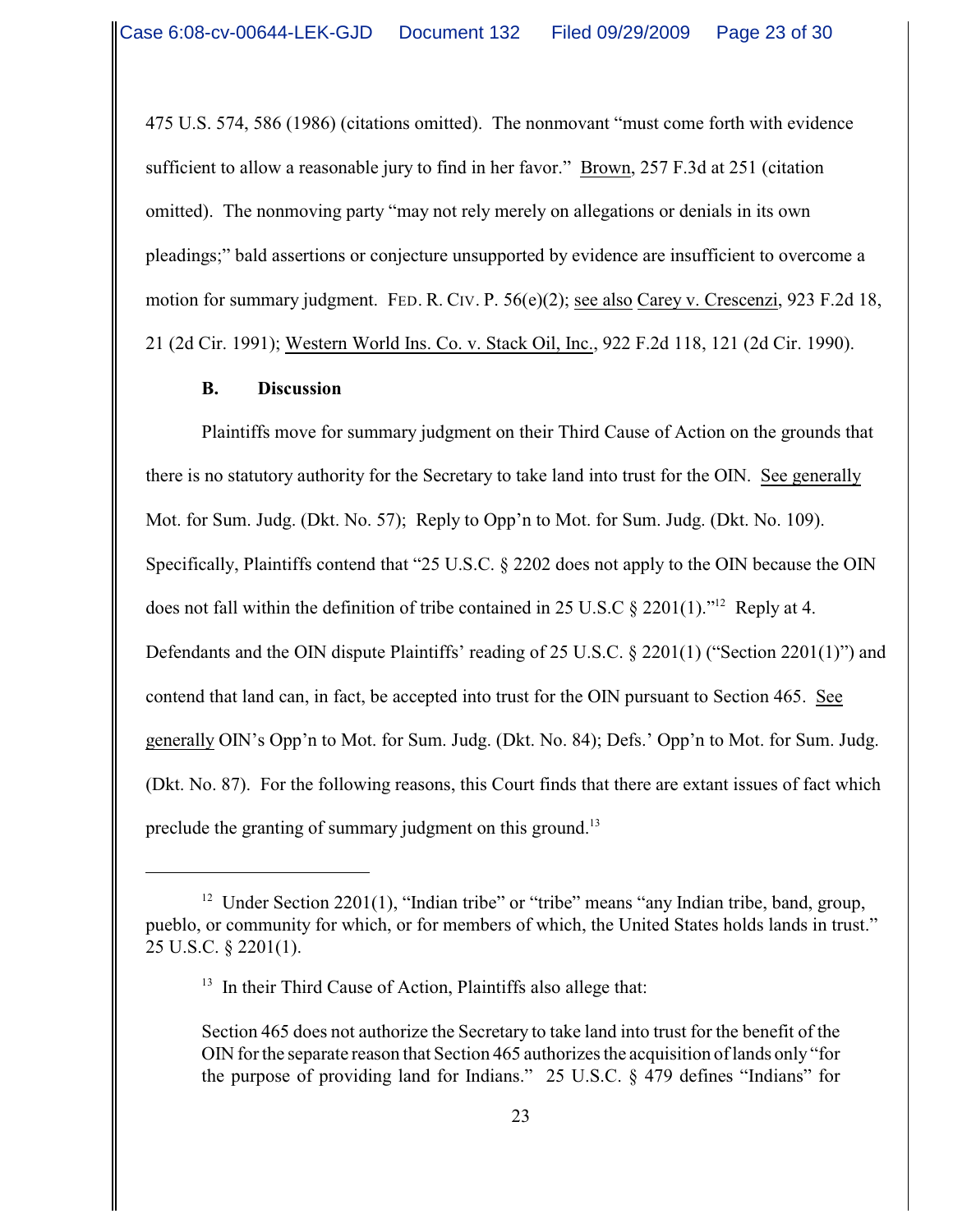475 U.S. 574, 586 (1986) (citations omitted). The nonmovant "must come forth with evidence sufficient to allow a reasonable jury to find in her favor." Brown, 257 F.3d at 251 (citation omitted). The nonmoving party "may not rely merely on allegations or denials in its own pleadings;" bald assertions or conjecture unsupported by evidence are insufficient to overcome a motion for summary judgment. FED. R. CIV. P. 56(e)(2); see also Carey v. Crescenzi, 923 F.2d 18, 21 (2d Cir. 1991); Western World Ins. Co. v. Stack Oil, Inc., 922 F.2d 118, 121 (2d Cir. 1990).

**B. Discussion**

Plaintiffs move for summary judgment on their Third Cause of Action on the grounds that there is no statutory authority for the Secretary to take land into trust for the OIN. See generally Mot. for Sum. Judg. (Dkt. No. 57); Reply to Opp'n to Mot. for Sum. Judg. (Dkt. No. 109). Specifically, Plaintiffs contend that "25 U.S.C. § 2202 does not apply to the OIN because the OIN does not fall within the definition of tribe contained in 25 U.S.C § 2201(1)."[12] Reply at 4. Defendants and the OIN dispute Plaintiffs' reading of 25 U.S.C. § 2201(1) ("Section 2201(1)") and contend that land can, in fact, be accepted into trust for the OIN pursuant to Section 465. See generally OIN's Opp'n to Mot. for Sum. Judg. (Dkt. No. 84); Defs.' Opp'n to Mot. for Sum. Judg. (Dkt. No. 87). For the following reasons, this Court finds that there are extant issues of fact which preclude the granting of summary judgment on this ground.[13]

---

[12] Under Section 2201(1), "Indian tribe" or "tribe" means "any Indian tribe, band, group, pueblo, or community for which, or for members of which, the United States holds lands in trust." 25 U.S.C. § 2201(1).

[13] In their Third Cause of Action, Plaintiffs also allege that:

> Section 465 does not authorize the Secretary to take land into trust for the benefit of the OIN for the separate reason that Section 465 authorizes the acquisition of lands only "for the purpose of providing land for Indians." 25 U.S.C. § 479 defines "Indians" for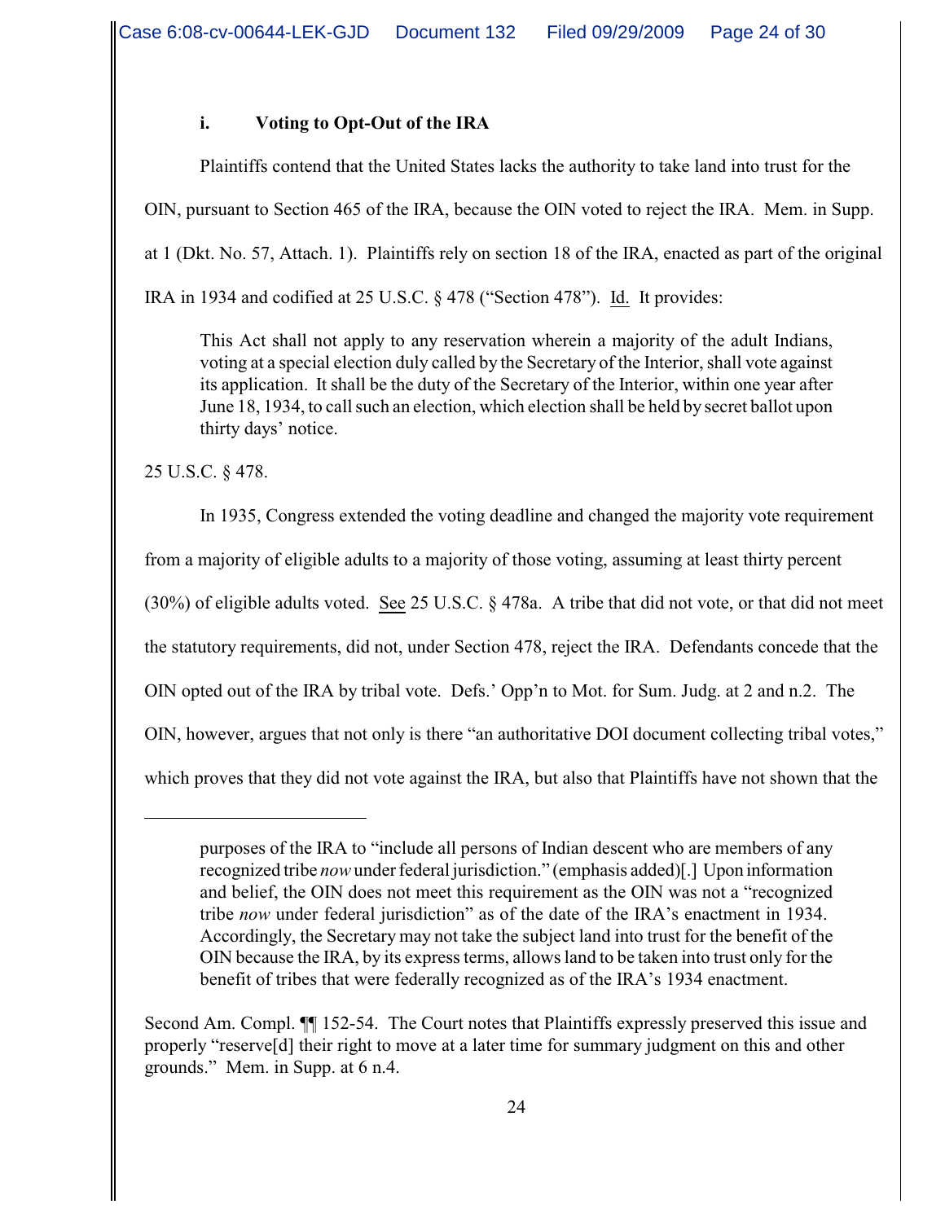### i. Voting to Opt-Out of the IRA

Plaintiffs contend that the United States lacks the authority to take land into trust for the OIN, pursuant to Section 465 of the IRA, because the OIN voted to reject the IRA. Mem. in Supp. at 1 (Dkt. No. 57, Attach. 1). Plaintiffs rely on section 18 of the IRA, enacted as part of the original IRA in 1934 and codified at 25 U.S.C. § 478 ("Section 478"). Id. It provides:

> This Act shall not apply to any reservation wherein a majority of the adult Indians, voting at a special election duly called by the Secretary of the Interior, shall vote against its application. It shall be the duty of the Secretary of the Interior, within one year after June 18, 1934, to call such an election, which election shall be held by secret ballot upon thirty days' notice.

25 U.S.C. § 478.

In 1935, Congress extended the voting deadline and changed the majority vote requirement from a majority of eligible adults to a majority of those voting, assuming at least thirty percent (30%) of eligible adults voted. See 25 U.S.C. § 478a. A tribe that did not vote, or that did not meet the statutory requirements, did not, under Section 478, reject the IRA. Defendants concede that the OIN opted out of the IRA by tribal vote. Defs.' Opp'n to Mot. for Sum. Judg. at 2 and n.2. The OIN, however, argues that not only is there "an authoritative DOI document collecting tribal votes," which proves that they did not vote against the IRA, but also that Plaintiffs have not shown that the

---

> purposes of the IRA to "include all persons of Indian descent who are members of any recognized tribe *now* under federal jurisdiction." (emphasis added)[.] Upon information and belief, the OIN does not meet this requirement as the OIN was not a "recognized tribe *now* under federal jurisdiction" as of the date of the IRA's enactment in 1934. Accordingly, the Secretary may not take the subject land into trust for the benefit of the OIN because the IRA, by its express terms, allows land to be taken into trust only for the benefit of tribes that were federally recognized as of the IRA's 1934 enactment.

Second Am. Compl. ¶¶ 152-54. The Court notes that Plaintiffs expressly preserved this issue and properly "reserve[d] their right to move at a later time for summary judgment on this and other grounds." Mem. in Supp. at 6 n.4.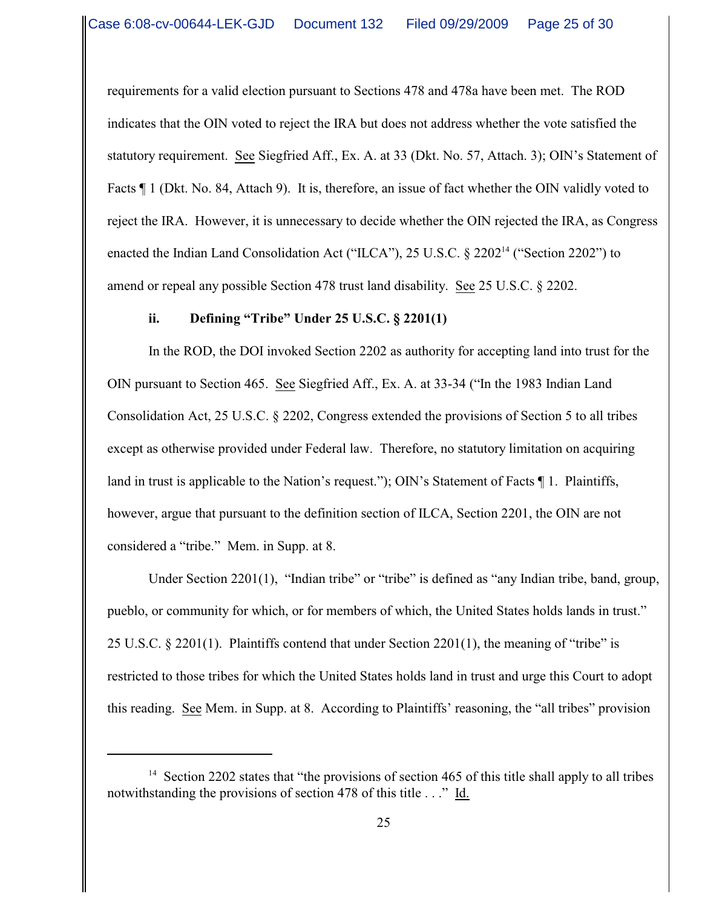requirements for a valid election pursuant to Sections 478 and 478a have been met. The ROD indicates that the OIN voted to reject the IRA but does not address whether the vote satisfied the statutory requirement. See Siegfried Aff., Ex. A. at 33 (Dkt. No. 57, Attach. 3); OIN's Statement of Facts ¶ 1 (Dkt. No. 84, Attach 9). It is, therefore, an issue of fact whether the OIN validly voted to reject the IRA. However, it is unnecessary to decide whether the OIN rejected the IRA, as Congress enacted the Indian Land Consolidation Act ("ILCA"), 25 U.S.C. § 2202[14] ("Section 2202") to amend or repeal any possible Section 478 trust land disability. See 25 U.S.C. § 2202.

**ii. Defining "Tribe" Under 25 U.S.C. § 2201(1)**

In the ROD, the DOI invoked Section 2202 as authority for accepting land into trust for the OIN pursuant to Section 465. See Siegfried Aff., Ex. A. at 33-34 ("In the 1983 Indian Land Consolidation Act, 25 U.S.C. § 2202, Congress extended the provisions of Section 5 to all tribes except as otherwise provided under Federal law. Therefore, no statutory limitation on acquiring land in trust is applicable to the Nation's request."); OIN's Statement of Facts ¶ 1. Plaintiffs, however, argue that pursuant to the definition section of ILCA, Section 2201, the OIN are not considered a "tribe." Mem. in Supp. at 8.

Under Section 2201(1), "Indian tribe" or "tribe" is defined as "any Indian tribe, band, group, pueblo, or community for which, or for members of which, the United States holds lands in trust." 25 U.S.C. § 2201(1). Plaintiffs contend that under Section 2201(1), the meaning of "tribe" is restricted to those tribes for which the United States holds land in trust and urge this Court to adopt this reading. See Mem. in Supp. at 8. According to Plaintiffs' reasoning, the "all tribes" provision

---

[14] Section 2202 states that "the provisions of section 465 of this title shall apply to all tribes notwithstanding the provisions of section 478 of this title . . ." Id.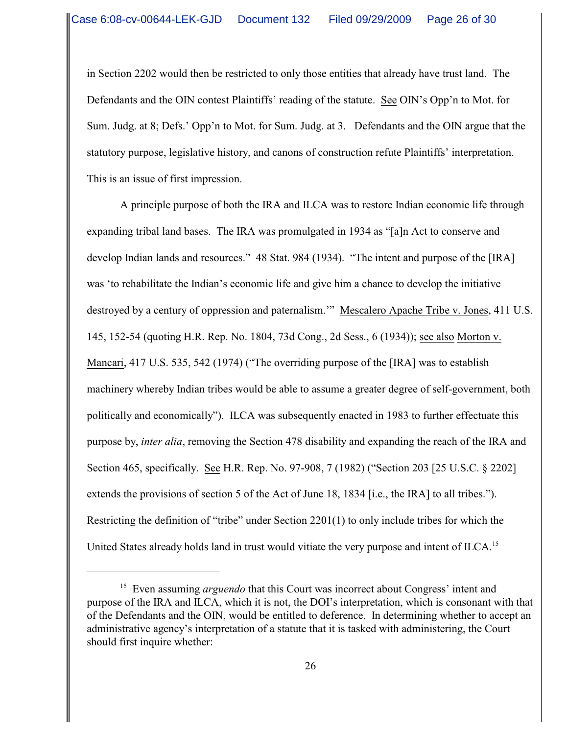in Section 2202 would then be restricted to only those entities that already have trust land. The Defendants and the OIN contest Plaintiffs' reading of the statute. See OIN's Opp'n to Mot. for Sum. Judg. at 8; Defs.' Opp'n to Mot. for Sum. Judg. at 3. Defendants and the OIN argue that the statutory purpose, legislative history, and canons of construction refute Plaintiffs' interpretation. This is an issue of first impression.

A principle purpose of both the IRA and ILCA was to restore Indian economic life through expanding tribal land bases. The IRA was promulgated in 1934 as "[a]n Act to conserve and develop Indian lands and resources." 48 Stat. 984 (1934). "The intent and purpose of the [IRA] was 'to rehabilitate the Indian's economic life and give him a chance to develop the initiative destroyed by a century of oppression and paternalism.'" Mescalero Apache Tribe v. Jones, 411 U.S. 145, 152-54 (quoting H.R. Rep. No. 1804, 73d Cong., 2d Sess., 6 (1934)); see also Morton v. Mancari, 417 U.S. 535, 542 (1974) ("The overriding purpose of the [IRA] was to establish machinery whereby Indian tribes would be able to assume a greater degree of self-government, both politically and economically"). ILCA was subsequently enacted in 1983 to further effectuate this purpose by, *inter alia*, removing the Section 478 disability and expanding the reach of the IRA and Section 465, specifically. See H.R. Rep. No. 97-908, 7 (1982) ("Section 203 [25 U.S.C. § 2202] extends the provisions of section 5 of the Act of June 18, 1834 [i.e., the IRA] to all tribes."). Restricting the definition of "tribe" under Section 2201(1) to only include tribes for which the United States already holds land in trust would vitiate the very purpose and intent of ILCA.[15]

---

[15] Even assuming *arguendo* that this Court was incorrect about Congress' intent and purpose of the IRA and ILCA, which it is not, the DOI's interpretation, which is consonant with that of the Defendants and the OIN, would be entitled to deference. In determining whether to accept an administrative agency's interpretation of a statute that it is tasked with administering, the Court should first inquire whether: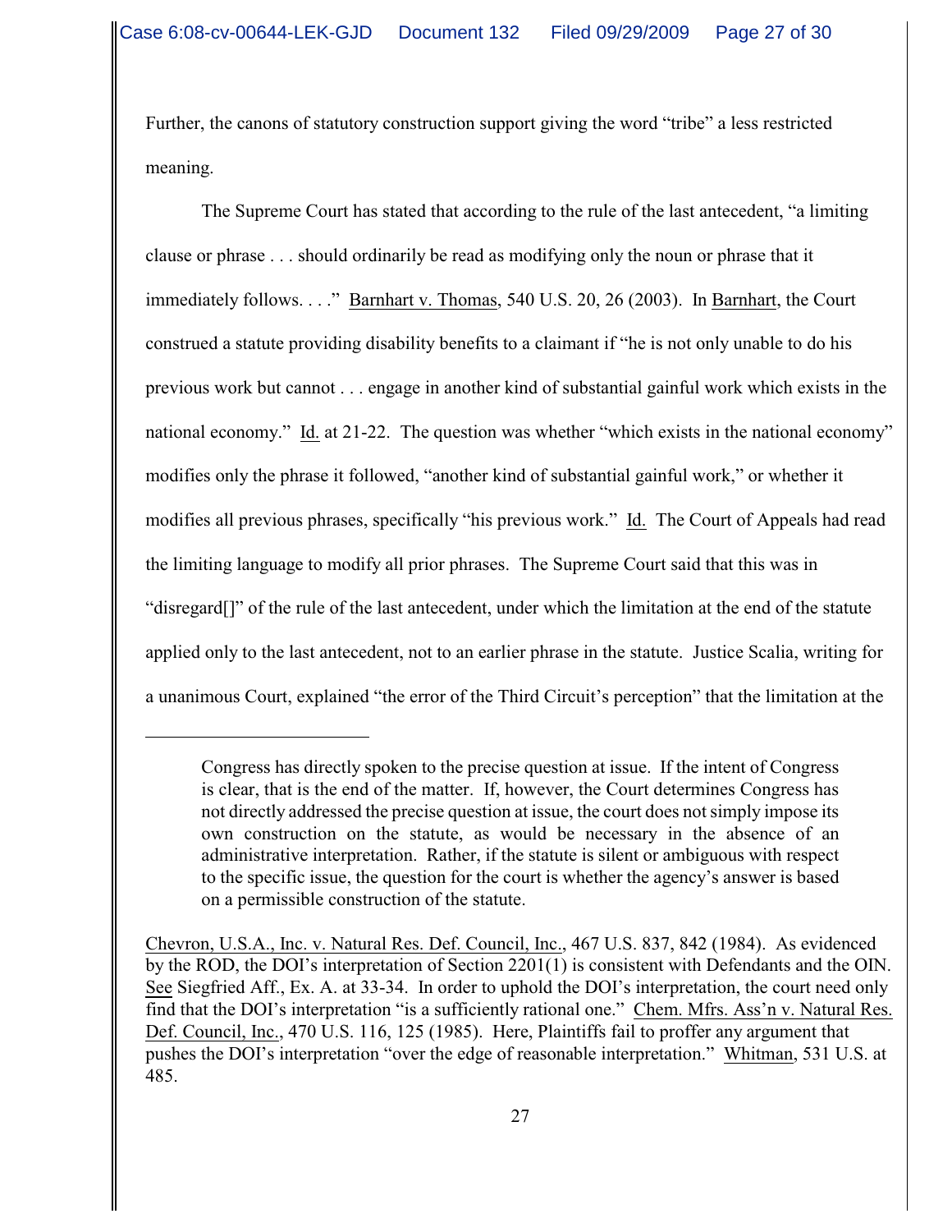Further, the canons of statutory construction support giving the word "tribe" a less restricted meaning.

The Supreme Court has stated that according to the rule of the last antecedent, "a limiting clause or phrase . . . should ordinarily be read as modifying only the noun or phrase that it immediately follows. . . ." Barnhart v. Thomas, 540 U.S. 20, 26 (2003). In Barnhart, the Court construed a statute providing disability benefits to a claimant if "he is not only unable to do his previous work but cannot . . . engage in another kind of substantial gainful work which exists in the national economy." Id. at 21-22. The question was whether "which exists in the national economy" modifies only the phrase it followed, "another kind of substantial gainful work," or whether it modifies all previous phrases, specifically "his previous work." Id. The Court of Appeals had read the limiting language to modify all prior phrases. The Supreme Court said that this was in "disregard[]" of the rule of the last antecedent, under which the limitation at the end of the statute applied only to the last antecedent, not to an earlier phrase in the statute. Justice Scalia, writing for a unanimous Court, explained "the error of the Third Circuit's perception" that the limitation at the

---

> Congress has directly spoken to the precise question at issue. If the intent of Congress is clear, that is the end of the matter. If, however, the Court determines Congress has not directly addressed the precise question at issue, the court does not simply impose its own construction on the statute, as would be necessary in the absence of an administrative interpretation. Rather, if the statute is silent or ambiguous with respect to the specific issue, the question for the court is whether the agency's answer is based on a permissible construction of the statute.

Chevron, U.S.A., Inc. v. Natural Res. Def. Council, Inc., 467 U.S. 837, 842 (1984). As evidenced by the ROD, the DOI's interpretation of Section 2201(1) is consistent with Defendants and the OIN. See Siegfried Aff., Ex. A. at 33-34. In order to uphold the DOI's interpretation, the court need only find that the DOI's interpretation "is a sufficiently rational one." Chem. Mfrs. Ass'n v. Natural Res. Def. Council, Inc., 470 U.S. 116, 125 (1985). Here, Plaintiffs fail to proffer any argument that pushes the DOI's interpretation "over the edge of reasonable interpretation." Whitman, 531 U.S. at 485.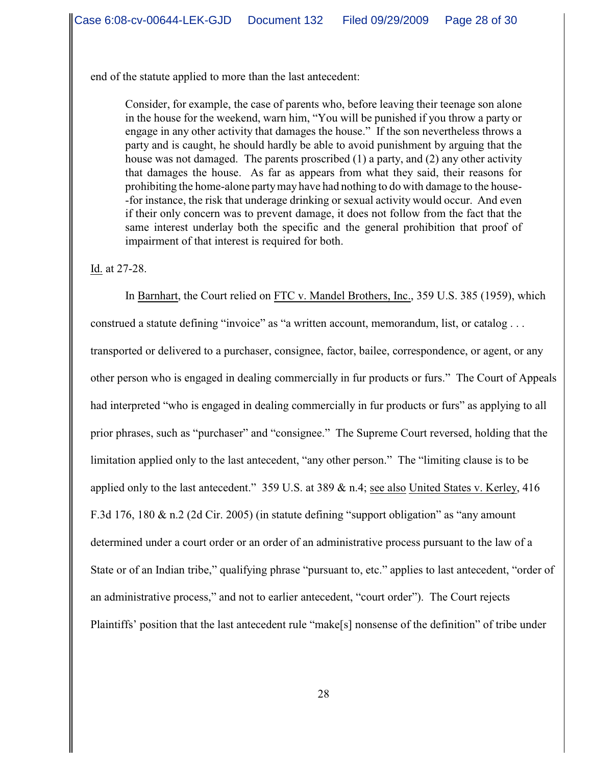end of the statute applied to more than the last antecedent:

> Consider, for example, the case of parents who, before leaving their teenage son alone in the house for the weekend, warn him, "You will be punished if you throw a party or engage in any other activity that damages the house." If the son nevertheless throws a party and is caught, he should hardly be able to avoid punishment by arguing that the house was not damaged. The parents proscribed (1) a party, and (2) any other activity that damages the house. As far as appears from what they said, their reasons for prohibiting the home-alone party may have had nothing to do with damage to the house--for instance, the risk that underage drinking or sexual activity would occur. And even if their only concern was to prevent damage, it does not follow from the fact that the same interest underlay both the specific and the general prohibition that proof of impairment of that interest is required for both.

Id. at 27-28.

In Barnhart, the Court relied on FTC v. Mandel Brothers, Inc., 359 U.S. 385 (1959), which construed a statute defining "invoice" as "a written account, memorandum, list, or catalog . . . transported or delivered to a purchaser, consignee, factor, bailee, correspondence, or agent, or any other person who is engaged in dealing commercially in fur products or furs." The Court of Appeals had interpreted "who is engaged in dealing commercially in fur products or furs" as applying to all prior phrases, such as "purchaser" and "consignee." The Supreme Court reversed, holding that the limitation applied only to the last antecedent, "any other person." The "limiting clause is to be applied only to the last antecedent." 359 U.S. at 389 & n.4; see also United States v. Kerley, 416 F.3d 176, 180 & n.2 (2d Cir. 2005) (in statute defining "support obligation" as "any amount determined under a court order or an order of an administrative process pursuant to the law of a State or of an Indian tribe," qualifying phrase "pursuant to, etc." applies to last antecedent, "order of an administrative process," and not to earlier antecedent, "court order"). The Court rejects Plaintiffs' position that the last antecedent rule "make[s] nonsense of the definition" of tribe under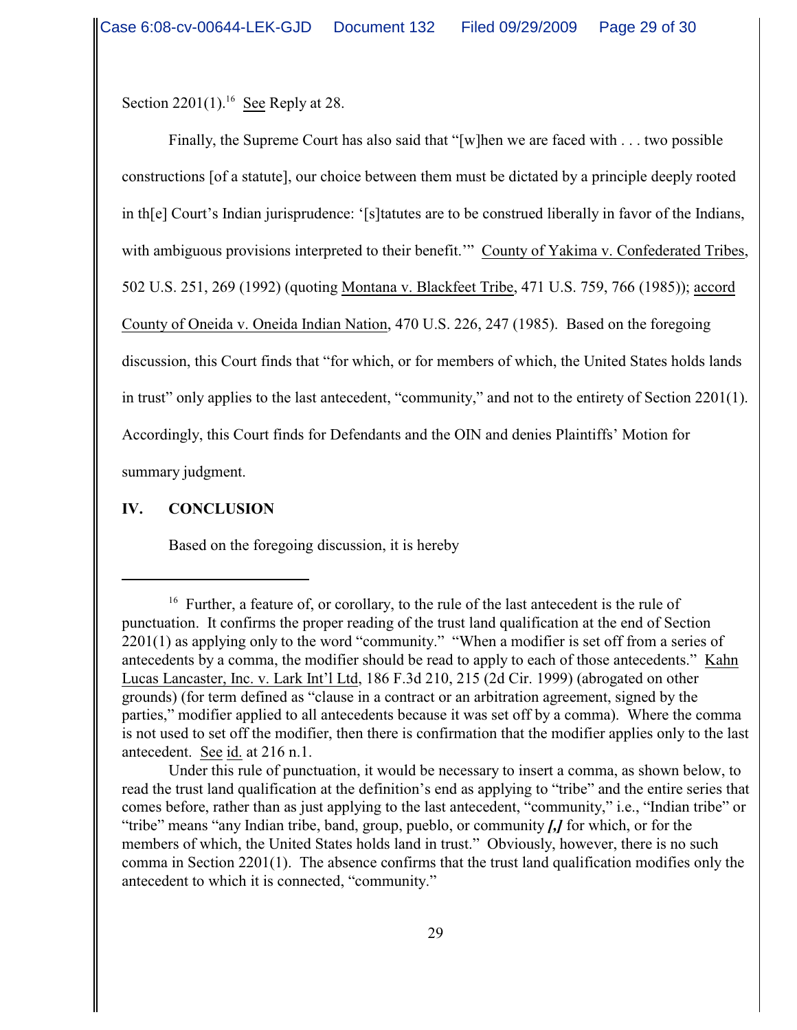Section 2201(1).[16] See Reply at 28.

Finally, the Supreme Court has also said that "[w]hen we are faced with . . . two possible constructions [of a statute], our choice between them must be dictated by a principle deeply rooted in th[e] Court's Indian jurisprudence: '[s]tatutes are to be construed liberally in favor of the Indians, with ambiguous provisions interpreted to their benefit.'" County of Yakima v. Confederated Tribes, 502 U.S. 251, 269 (1992) (quoting Montana v. Blackfeet Tribe, 471 U.S. 759, 766 (1985)); accord County of Oneida v. Oneida Indian Nation, 470 U.S. 226, 247 (1985). Based on the foregoing discussion, this Court finds that "for which, or for members of which, the United States holds lands in trust" only applies to the last antecedent, "community," and not to the entirety of Section 2201(1). Accordingly, this Court finds for Defendants and the OIN and denies Plaintiffs' Motion for summary judgment.

## IV. CONCLUSION

Based on the foregoing discussion, it is hereby

---

[16] Further, a feature of, or corollary, to the rule of the last antecedent is the rule of punctuation. It confirms the proper reading of the trust land qualification at the end of Section 2201(1) as applying only to the word "community." "When a modifier is set off from a series of antecedents by a comma, the modifier should be read to apply to each of those antecedents." Kahn Lucas Lancaster, Inc. v. Lark Int'l Ltd, 186 F.3d 210, 215 (2d Cir. 1999) (abrogated on other grounds) (for term defined as "clause in a contract or an arbitration agreement, signed by the parties," modifier applied to all antecedents because it was set off by a comma). Where the comma is not used to set off the modifier, then there is confirmation that the modifier applies only to the last antecedent. See id. at 216 n.1.

Under this rule of punctuation, it would be necessary to insert a comma, as shown below, to read the trust land qualification at the definition's end as applying to "tribe" and the entire series that comes before, rather than as just applying to the last antecedent, "community," i.e., "Indian tribe" or "tribe" means "any Indian tribe, band, group, pueblo, or community ***[,]*** for which, or for the members of which, the United States holds land in trust." Obviously, however, there is no such comma in Section 2201(1). The absence confirms that the trust land qualification modifies only the antecedent to which it is connected, "community."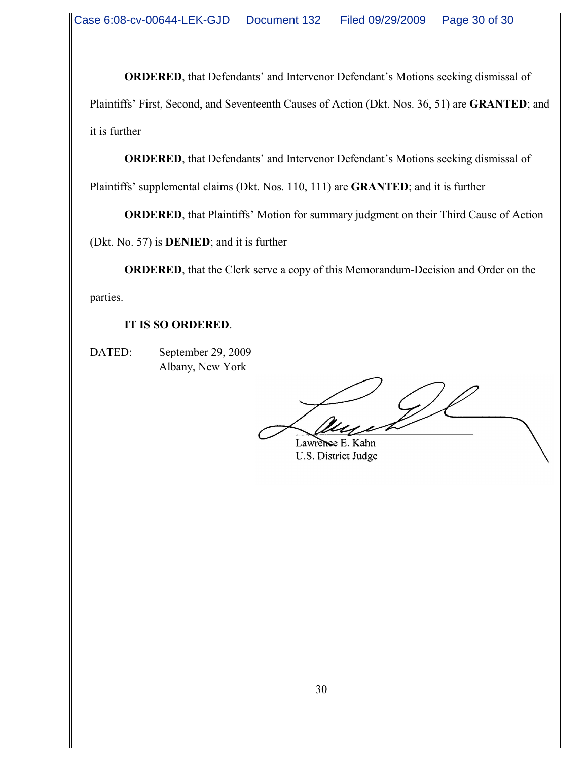**ORDERED**, that Defendants' and Intervenor Defendant's Motions seeking dismissal of Plaintiffs' First, Second, and Seventeenth Causes of Action (Dkt. Nos. 36, 51) are **GRANTED**; and it is further

**ORDERED**, that Defendants' and Intervenor Defendant's Motions seeking dismissal of Plaintiffs' supplemental claims (Dkt. Nos. 110, 111) are **GRANTED**; and it is further

**ORDERED**, that Plaintiffs' Motion for summary judgment on their Third Cause of Action (Dkt. No. 57) is **DENIED**; and it is further

**ORDERED**, that the Clerk serve a copy of this Memorandum-Decision and Order on the parties.

**IT IS SO ORDERED**.

DATED: September 29, 2009
Albany, New York

Lawrence E. Kahn
U.S. District Judge